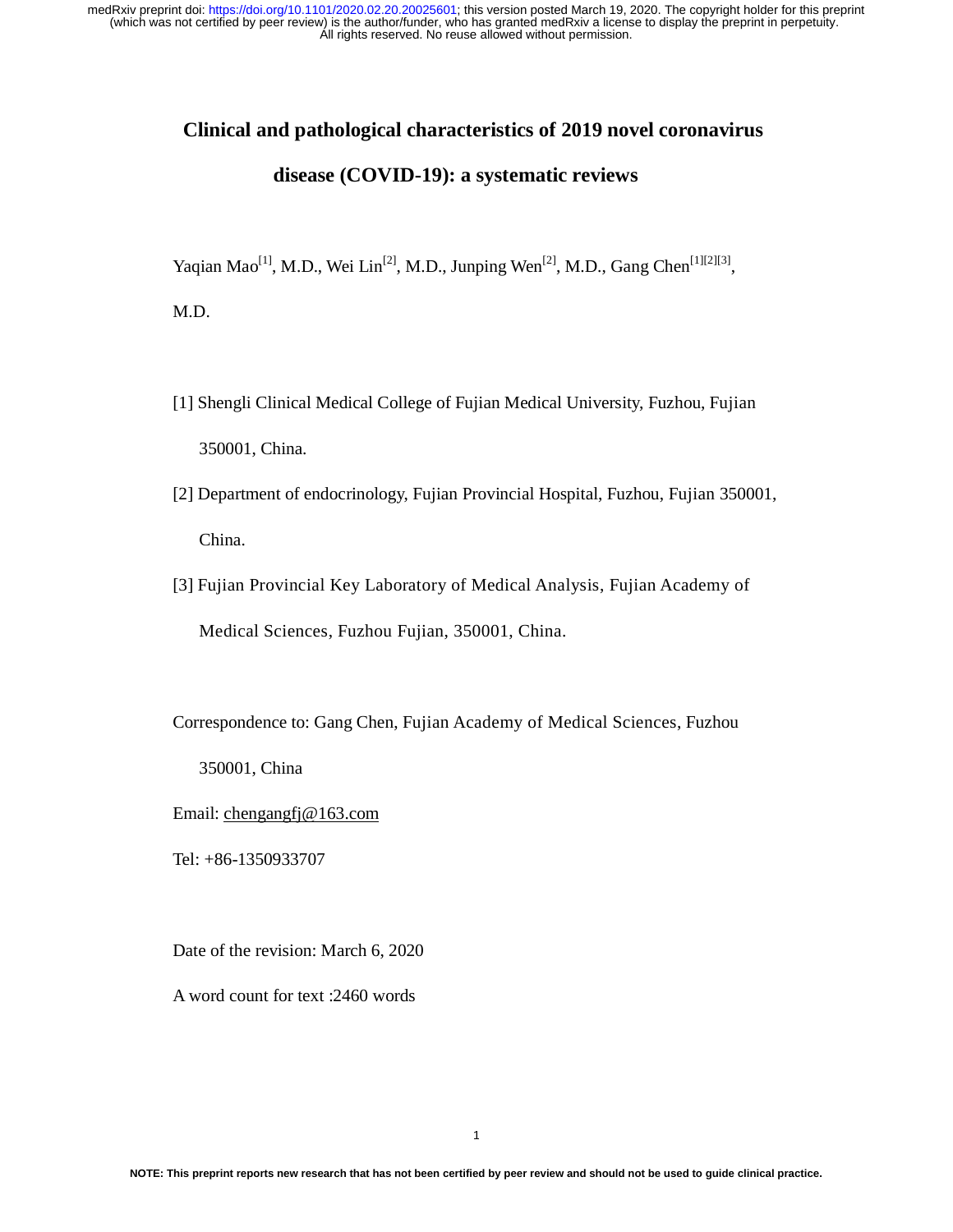# Clinical and pathological characteristics of 2019 novel coronavirus disease (COVID-19): a systematic reviews

Yaqian Mao[1], M.D., Wei Lin[2], M.D., Junping Wen[2], M.D., Gang Chen[1][2][3], M.D.

[1] Shengli Clinical Medical College of Fujian Medical University, Fuzhou, Fujian 350001, China.

[2] Department of endocrinology, Fujian Provincial Hospital, Fuzhou, Fujian 350001, China.

[3] Fujian Provincial Key Laboratory of Medical Analysis, Fujian Academy of Medical Sciences, Fuzhou Fujian, 350001, China.

Correspondence to: Gang Chen, Fujian Academy of Medical Sciences, Fuzhou 350001, China

Email: chengangfj@163.com

Tel: +86-1350933707

Date of the revision: March 6, 2020

A word count for text :2460 words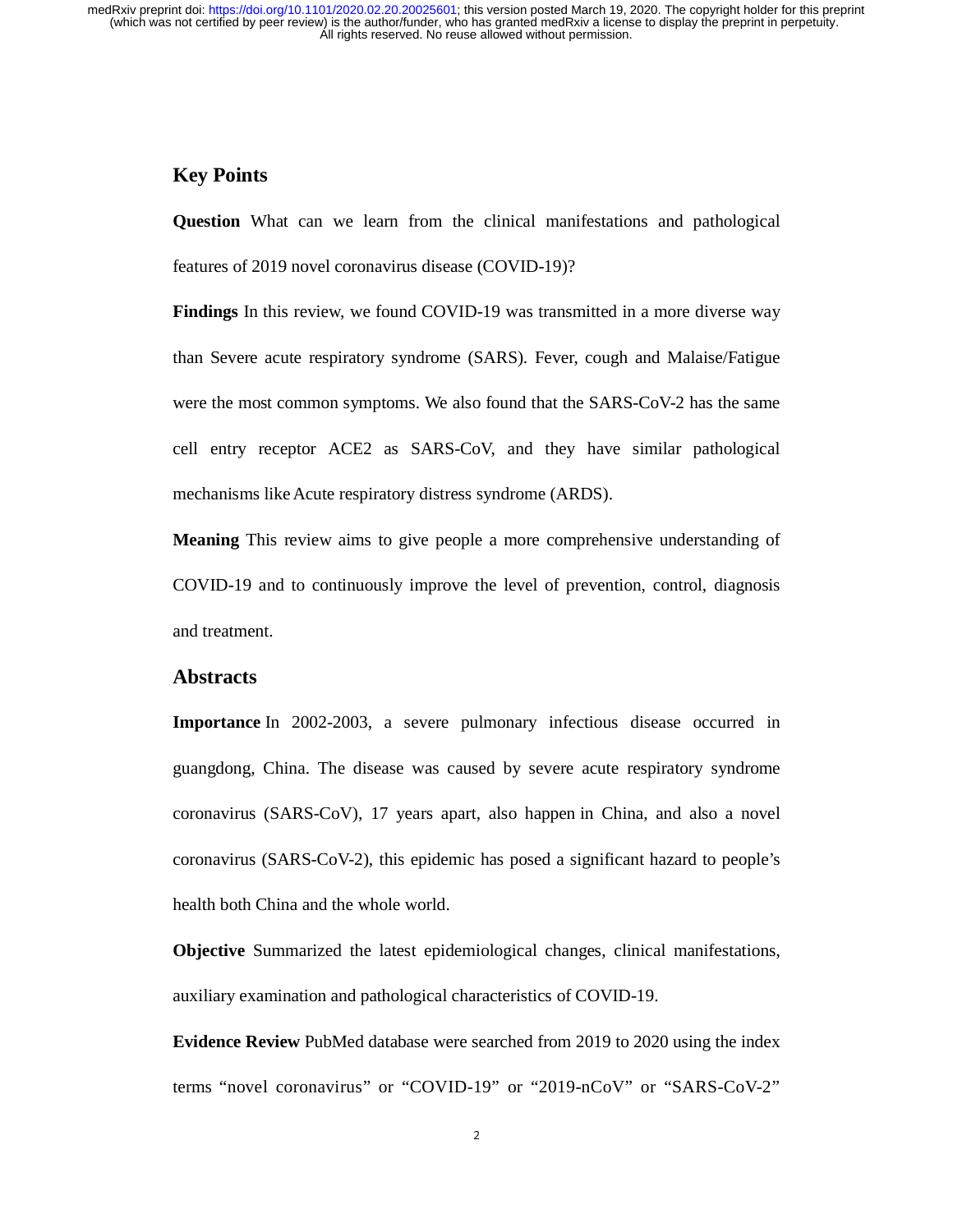## Key Points

**Question** What can we learn from the clinical manifestations and pathological features of 2019 novel coronavirus disease (COVID-19)?

**Findings** In this review, we found COVID-19 was transmitted in a more diverse way than Severe acute respiratory syndrome (SARS). Fever, cough and Malaise/Fatigue were the most common symptoms. We also found that the SARS-CoV-2 has the same cell entry receptor ACE2 as SARS-CoV, and they have similar pathological mechanisms like Acute respiratory distress syndrome (ARDS).

**Meaning** This review aims to give people a more comprehensive understanding of COVID-19 and to continuously improve the level of prevention, control, diagnosis and treatment.

## Abstracts

**Importance** In 2002-2003, a severe pulmonary infectious disease occurred in guangdong, China. The disease was caused by severe acute respiratory syndrome coronavirus (SARS-CoV), 17 years apart, also happen in China, and also a novel coronavirus (SARS-CoV-2), this epidemic has posed a significant hazard to people's health both China and the whole world.

**Objective** Summarized the latest epidemiological changes, clinical manifestations, auxiliary examination and pathological characteristics of COVID-19.

**Evidence Review** PubMed database were searched from 2019 to 2020 using the index terms "novel coronavirus" or "COVID-19" or "2019-nCoV" or "SARS-CoV-2"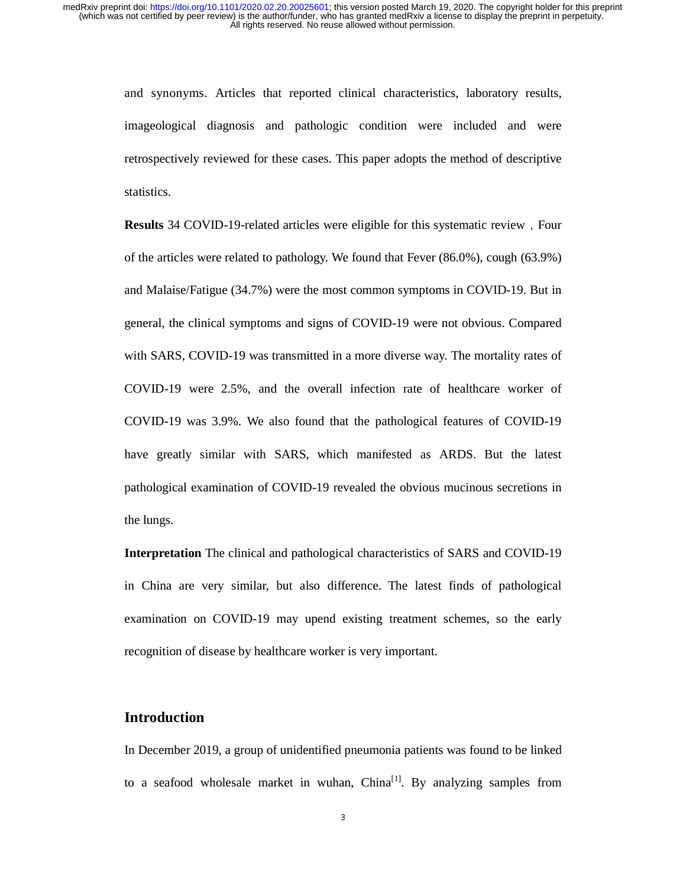and synonyms. Articles that reported clinical characteristics, laboratory results, imageological diagnosis and pathologic condition were included and were retrospectively reviewed for these cases. This paper adopts the method of descriptive statistics.

**Results** 34 COVID-19-related articles were eligible for this systematic review，Four of the articles were related to pathology. We found that Fever (86.0%), cough (63.9%) and Malaise/Fatigue (34.7%) were the most common symptoms in COVID-19. But in general, the clinical symptoms and signs of COVID-19 were not obvious. Compared with SARS, COVID-19 was transmitted in a more diverse way. The mortality rates of COVID-19 were 2.5%, and the overall infection rate of healthcare worker of COVID-19 was 3.9%. We also found that the pathological features of COVID-19 have greatly similar with SARS, which manifested as ARDS. But the latest pathological examination of COVID-19 revealed the obvious mucinous secretions in the lungs.

**Interpretation** The clinical and pathological characteristics of SARS and COVID-19 in China are very similar, but also difference. The latest finds of pathological examination on COVID-19 may upend existing treatment schemes, so the early recognition of disease by healthcare worker is very important.

## Introduction

In December 2019, a group of unidentified pneumonia patients was found to be linked to a seafood wholesale market in wuhan, China[1]. By analyzing samples from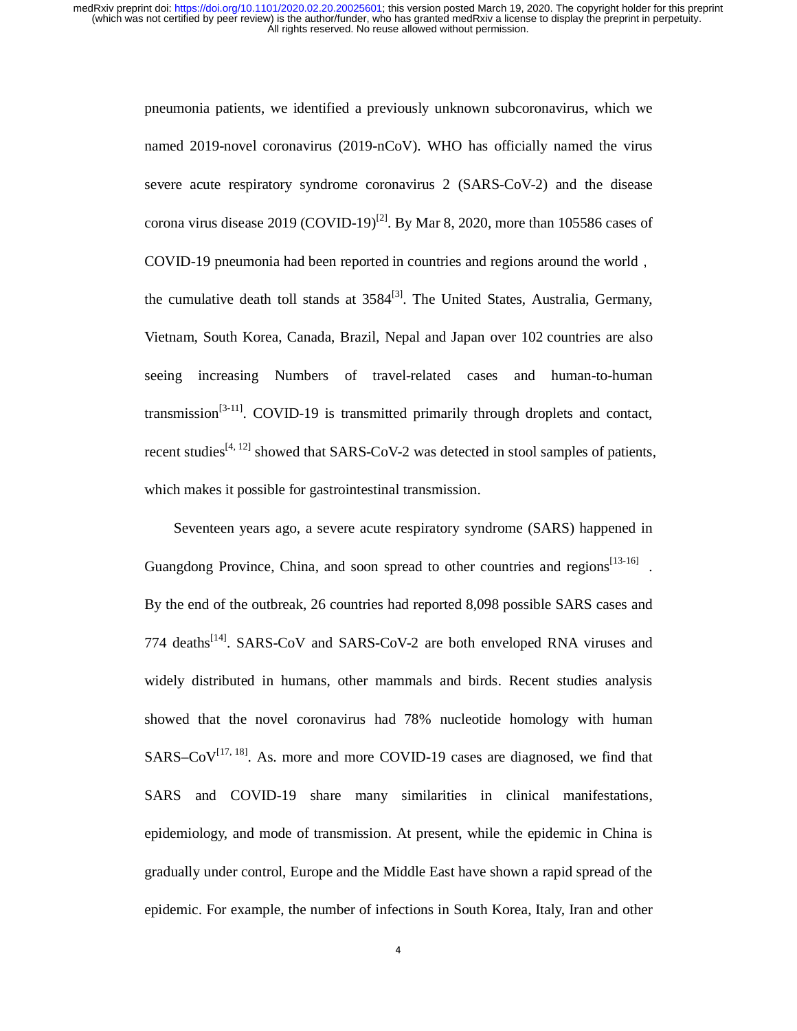pneumonia patients, we identified a previously unknown subcoronavirus, which we named 2019-novel coronavirus (2019-nCoV). WHO has officially named the virus severe acute respiratory syndrome coronavirus 2 (SARS-CoV-2) and the disease corona virus disease 2019 (COVID-19)[2]. By Mar 8, 2020, more than 105586 cases of COVID-19 pneumonia had been reported in countries and regions around the world， the cumulative death toll stands at 3584[3]. The United States, Australia, Germany, Vietnam, South Korea, Canada, Brazil, Nepal and Japan over 102 countries are also seeing increasing Numbers of travel-related cases and human-to-human transmission[3-11]. COVID-19 is transmitted primarily through droplets and contact, recent studies[4, 12] showed that SARS-CoV-2 was detected in stool samples of patients, which makes it possible for gastrointestinal transmission.

Seventeen years ago, a severe acute respiratory syndrome (SARS) happened in Guangdong Province, China, and soon spread to other countries and regions[13-16]. By the end of the outbreak, 26 countries had reported 8,098 possible SARS cases and 774 deaths[14]. SARS-CoV and SARS-CoV-2 are both enveloped RNA viruses and widely distributed in humans, other mammals and birds. Recent studies analysis showed that the novel coronavirus had 78% nucleotide homology with human SARS–CoV[17, 18]. As. more and more COVID-19 cases are diagnosed, we find that SARS and COVID-19 share many similarities in clinical manifestations, epidemiology, and mode of transmission. At present, while the epidemic in China is gradually under control, Europe and the Middle East have shown a rapid spread of the epidemic. For example, the number of infections in South Korea, Italy, Iran and other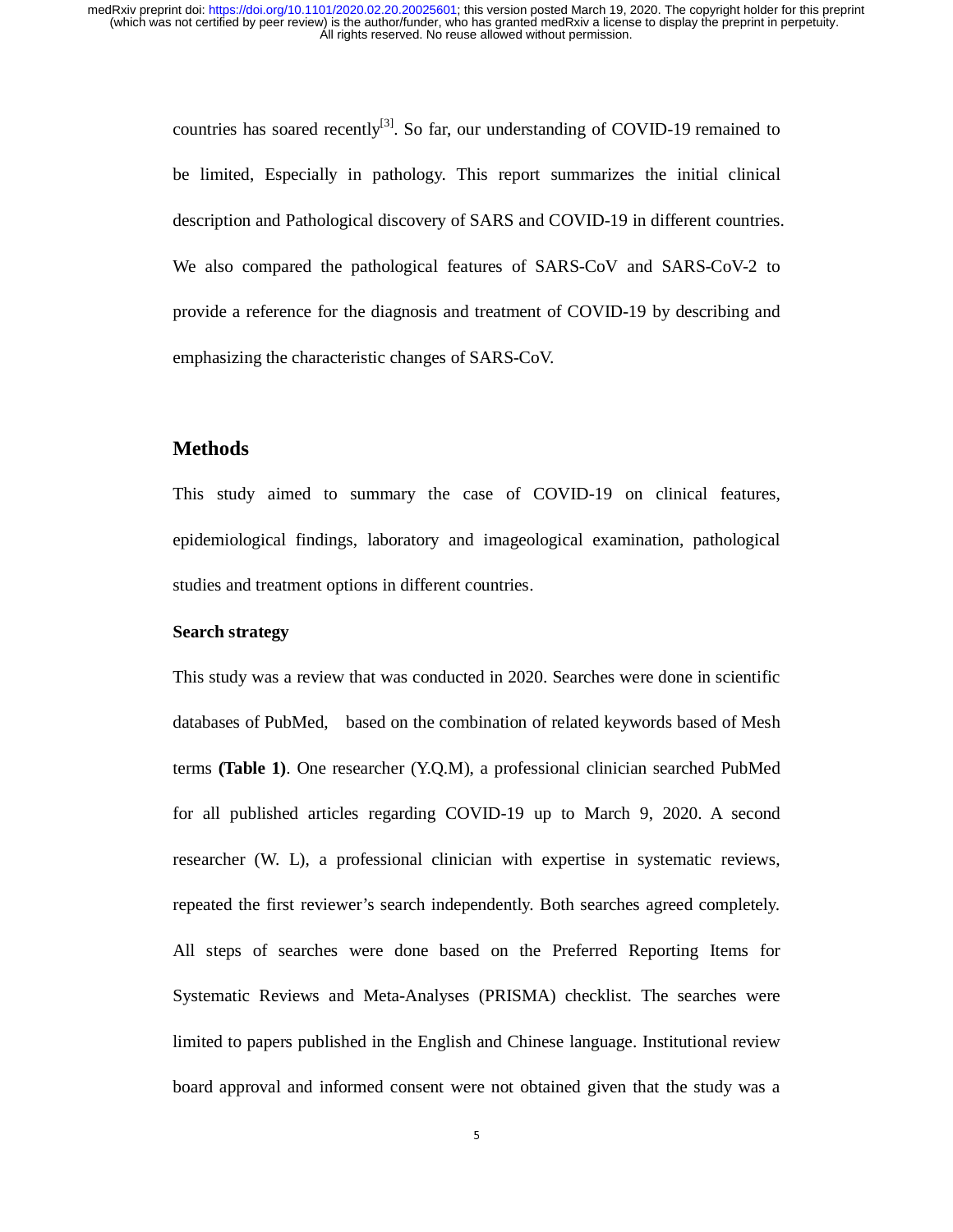countries has soared recently[3]. So far, our understanding of COVID-19 remained to be limited, Especially in pathology. This report summarizes the initial clinical description and Pathological discovery of SARS and COVID-19 in different countries. We also compared the pathological features of SARS-CoV and SARS-CoV-2 to provide a reference for the diagnosis and treatment of COVID-19 by describing and emphasizing the characteristic changes of SARS-CoV.

## Methods

This study aimed to summary the case of COVID-19 on clinical features, epidemiological findings, laboratory and imageological examination, pathological studies and treatment options in different countries.

**Search strategy**

This study was a review that was conducted in 2020. Searches were done in scientific databases of PubMed, based on the combination of related keywords based of Mesh terms **(Table 1)**. One researcher (Y.Q.M), a professional clinician searched PubMed for all published articles regarding COVID-19 up to March 9, 2020. A second researcher (W. L), a professional clinician with expertise in systematic reviews, repeated the first reviewer's search independently. Both searches agreed completely. All steps of searches were done based on the Preferred Reporting Items for Systematic Reviews and Meta-Analyses (PRISMA) checklist. The searches were limited to papers published in the English and Chinese language. Institutional review board approval and informed consent were not obtained given that the study was a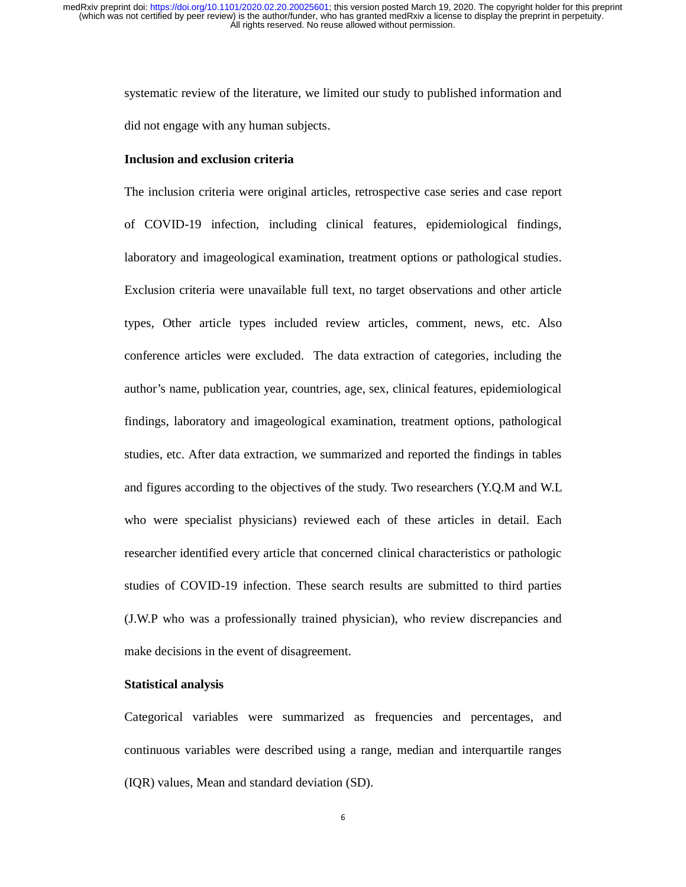systematic review of the literature, we limited our study to published information and did not engage with any human subjects.

**Inclusion and exclusion criteria**

The inclusion criteria were original articles, retrospective case series and case report of COVID-19 infection, including clinical features, epidemiological findings, laboratory and imageological examination, treatment options or pathological studies. Exclusion criteria were unavailable full text, no target observations and other article types, Other article types included review articles, comment, news, etc. Also conference articles were excluded. The data extraction of categories, including the author's name, publication year, countries, age, sex, clinical features, epidemiological findings, laboratory and imageological examination, treatment options, pathological studies, etc. After data extraction, we summarized and reported the findings in tables and figures according to the objectives of the study. Two researchers (Y.Q.M and W.L who were specialist physicians) reviewed each of these articles in detail. Each researcher identified every article that concerned clinical characteristics or pathologic studies of COVID-19 infection. These search results are submitted to third parties (J.W.P who was a professionally trained physician), who review discrepancies and make decisions in the event of disagreement.

**Statistical analysis**

Categorical variables were summarized as frequencies and percentages, and continuous variables were described using a range, median and interquartile ranges (IQR) values, Mean and standard deviation (SD).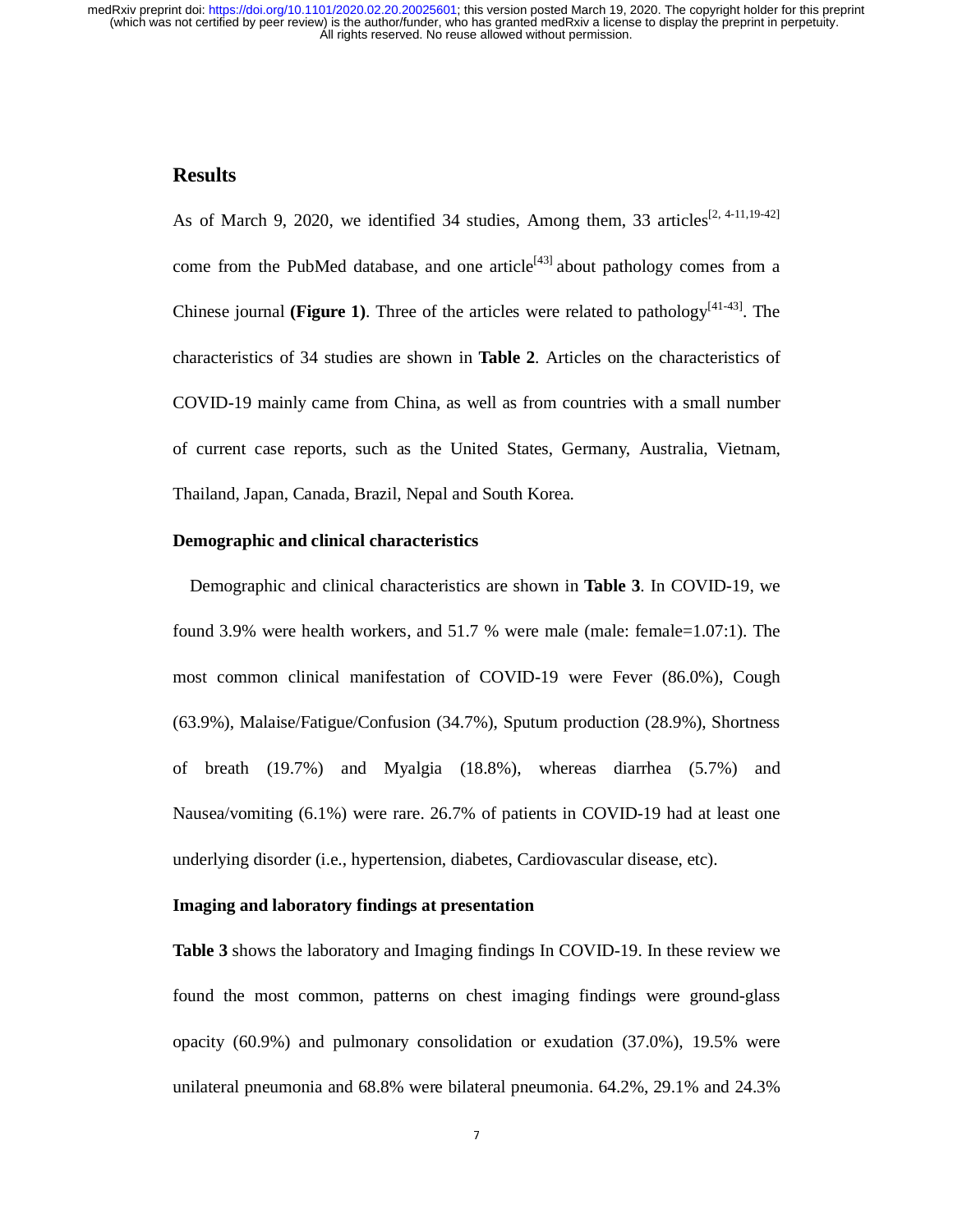## Results

As of March 9, 2020, we identified 34 studies, Among them, 33 articles[2, 4-11,19-42] come from the PubMed database, and one article[43] about pathology comes from a Chinese journal **(Figure 1)**. Three of the articles were related to pathology[41-43]. The characteristics of 34 studies are shown in **Table 2**. Articles on the characteristics of COVID-19 mainly came from China, as well as from countries with a small number of current case reports, such as the United States, Germany, Australia, Vietnam, Thailand, Japan, Canada, Brazil, Nepal and South Korea.

### Demographic and clinical characteristics

Demographic and clinical characteristics are shown in **Table 3**. In COVID-19, we found 3.9% were health workers, and 51.7 % were male (male: female=1.07:1). The most common clinical manifestation of COVID-19 were Fever (86.0%), Cough (63.9%), Malaise/Fatigue/Confusion (34.7%), Sputum production (28.9%), Shortness of breath (19.7%) and Myalgia (18.8%), whereas diarrhea (5.7%) and Nausea/vomiting (6.1%) were rare. 26.7% of patients in COVID-19 had at least one underlying disorder (i.e., hypertension, diabetes, Cardiovascular disease, etc).

### Imaging and laboratory findings at presentation

**Table 3** shows the laboratory and Imaging findings In COVID-19. In these review we found the most common, patterns on chest imaging findings were ground-glass opacity (60.9%) and pulmonary consolidation or exudation (37.0%), 19.5% were unilateral pneumonia and 68.8% were bilateral pneumonia. 64.2%, 29.1% and 24.3%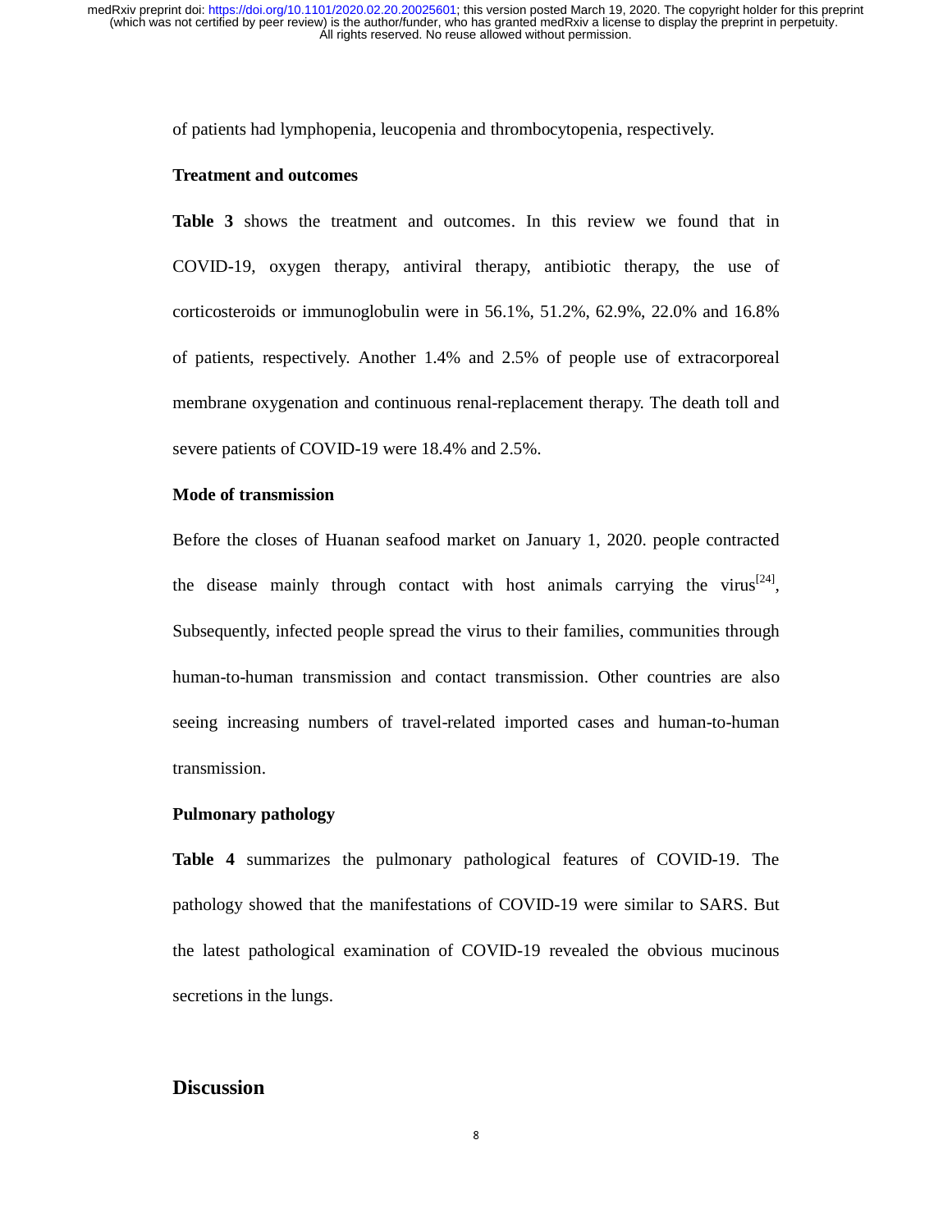of patients had lymphopenia, leucopenia and thrombocytopenia, respectively.

### Treatment and outcomes

**Table 3** shows the treatment and outcomes. In this review we found that in COVID-19, oxygen therapy, antiviral therapy, antibiotic therapy, the use of corticosteroids or immunoglobulin were in 56.1%, 51.2%, 62.9%, 22.0% and 16.8% of patients, respectively. Another 1.4% and 2.5% of people use of extracorporeal membrane oxygenation and continuous renal-replacement therapy. The death toll and severe patients of COVID-19 were 18.4% and 2.5%.

### Mode of transmission

Before the closes of Huanan seafood market on January 1, 2020. people contracted the disease mainly through contact with host animals carrying the virus[24], Subsequently, infected people spread the virus to their families, communities through human-to-human transmission and contact transmission. Other countries are also seeing increasing numbers of travel-related imported cases and human-to-human transmission.

### Pulmonary pathology

**Table 4** summarizes the pulmonary pathological features of COVID-19. The pathology showed that the manifestations of COVID-19 were similar to SARS. But the latest pathological examination of COVID-19 revealed the obvious mucinous secretions in the lungs.

## Discussion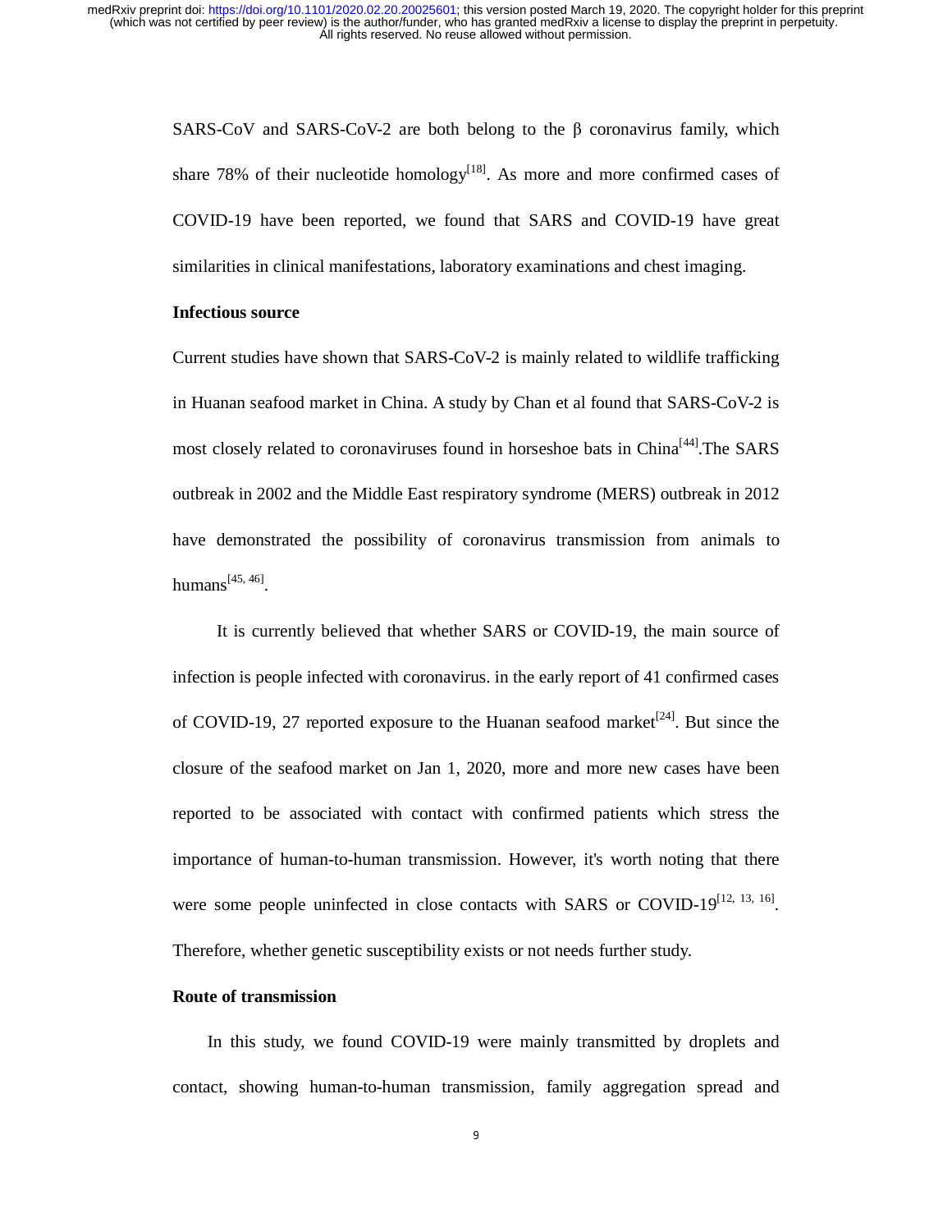SARS-CoV and SARS-CoV-2 are both belong to the β coronavirus family, which share 78% of their nucleotide homology[18]. As more and more confirmed cases of COVID-19 have been reported, we found that SARS and COVID-19 have great similarities in clinical manifestations, laboratory examinations and chest imaging.

**Infectious source**

Current studies have shown that SARS-CoV-2 is mainly related to wildlife trafficking in Huanan seafood market in China. A study by Chan et al found that SARS-CoV-2 is most closely related to coronaviruses found in horseshoe bats in China[44].The SARS outbreak in 2002 and the Middle East respiratory syndrome (MERS) outbreak in 2012 have demonstrated the possibility of coronavirus transmission from animals to humans[45, 46].

It is currently believed that whether SARS or COVID-19, the main source of infection is people infected with coronavirus. in the early report of 41 confirmed cases of COVID-19, 27 reported exposure to the Huanan seafood market[24]. But since the closure of the seafood market on Jan 1, 2020, more and more new cases have been reported to be associated with contact with confirmed patients which stress the importance of human-to-human transmission. However, it's worth noting that there were some people uninfected in close contacts with SARS or COVID-19[12, 13, 16]. Therefore, whether genetic susceptibility exists or not needs further study.

**Route of transmission**

In this study, we found COVID-19 were mainly transmitted by droplets and contact, showing human-to-human transmission, family aggregation spread and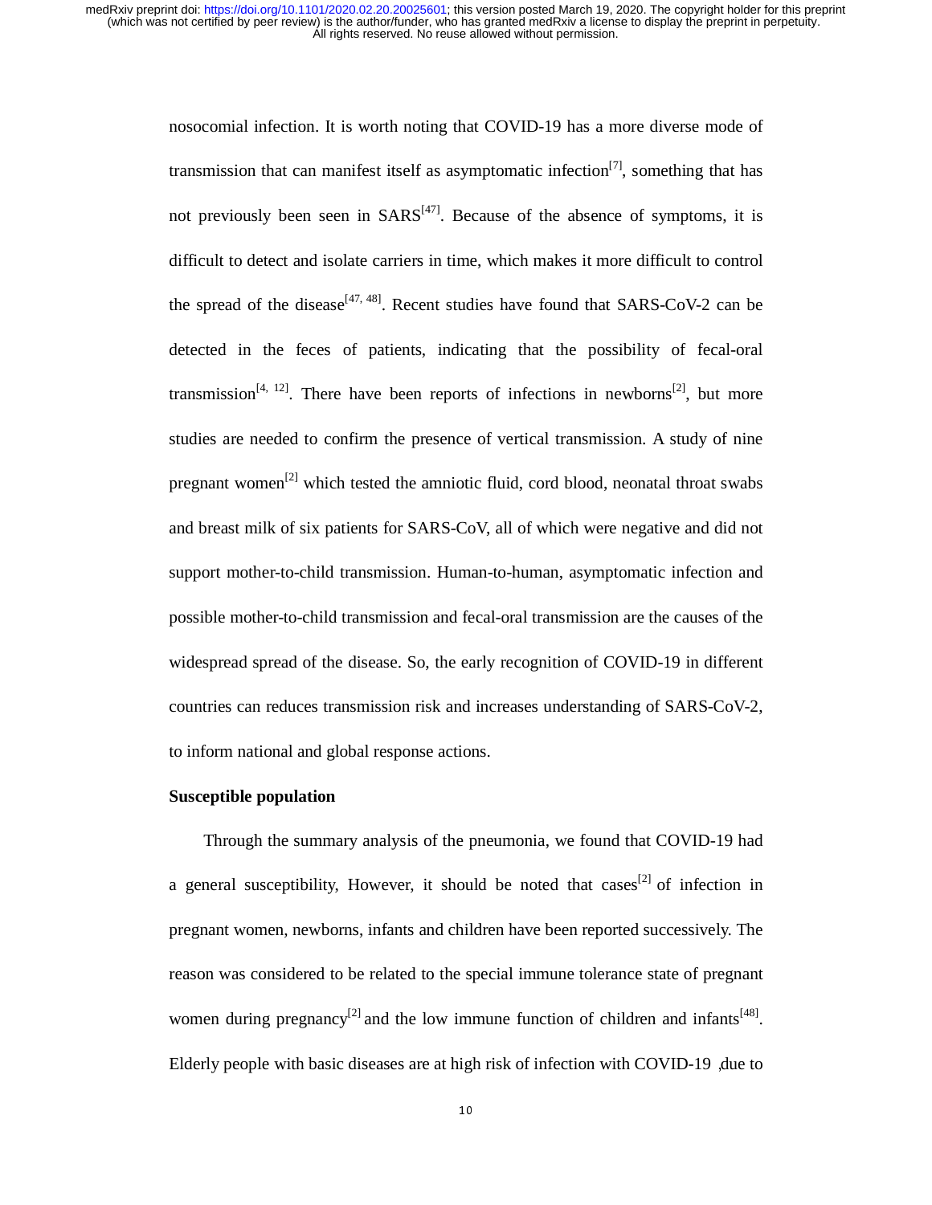nosocomial infection. It is worth noting that COVID-19 has a more diverse mode of transmission that can manifest itself as asymptomatic infection[7], something that has not previously been seen in SARS[47]. Because of the absence of symptoms, it is difficult to detect and isolate carriers in time, which makes it more difficult to control the spread of the disease[47, 48]. Recent studies have found that SARS-CoV-2 can be detected in the feces of patients, indicating that the possibility of fecal-oral transmission[4, 12]. There have been reports of infections in newborns[2], but more studies are needed to confirm the presence of vertical transmission. A study of nine pregnant women[2] which tested the amniotic fluid, cord blood, neonatal throat swabs and breast milk of six patients for SARS-CoV, all of which were negative and did not support mother-to-child transmission. Human-to-human, asymptomatic infection and possible mother-to-child transmission and fecal-oral transmission are the causes of the widespread spread of the disease. So, the early recognition of COVID-19 in different countries can reduces transmission risk and increases understanding of SARS-CoV-2, to inform national and global response actions.

**Susceptible population**

Through the summary analysis of the pneumonia, we found that COVID-19 had a general susceptibility, However, it should be noted that cases[2] of infection in pregnant women, newborns, infants and children have been reported successively. The reason was considered to be related to the special immune tolerance state of pregnant women during pregnancy[2] and the low immune function of children and infants[48]. Elderly people with basic diseases are at high risk of infection with COVID-19 ,due to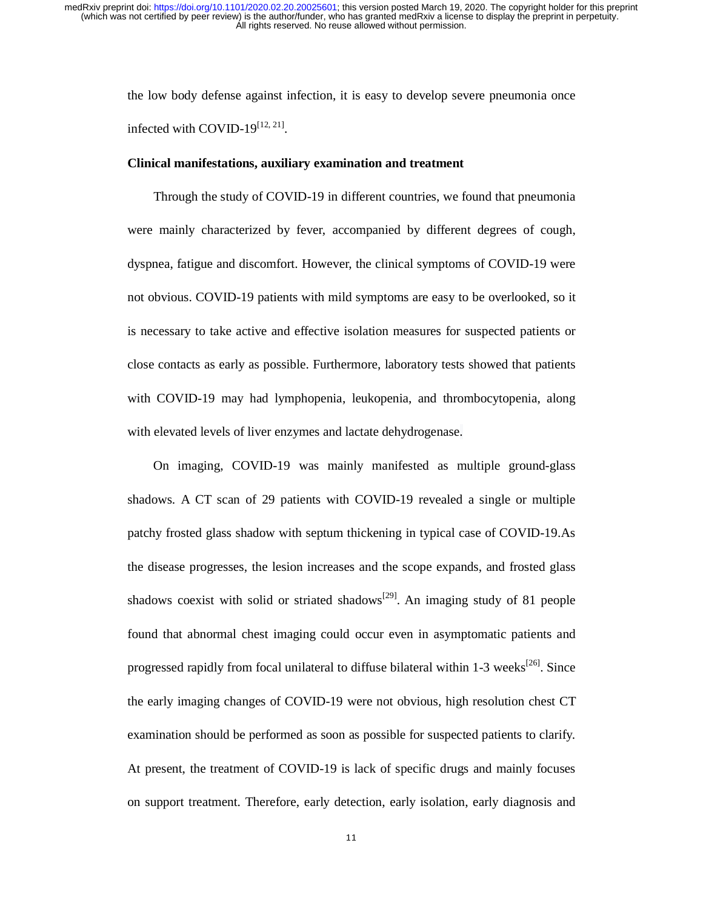the low body defense against infection, it is easy to develop severe pneumonia once infected with COVID-19[12, 21].

**Clinical manifestations, auxiliary examination and treatment**

Through the study of COVID-19 in different countries, we found that pneumonia were mainly characterized by fever, accompanied by different degrees of cough, dyspnea, fatigue and discomfort. However, the clinical symptoms of COVID-19 were not obvious. COVID-19 patients with mild symptoms are easy to be overlooked, so it is necessary to take active and effective isolation measures for suspected patients or close contacts as early as possible. Furthermore, laboratory tests showed that patients with COVID-19 may had lymphopenia, leukopenia, and thrombocytopenia, along with elevated levels of liver enzymes and lactate dehydrogenase.

On imaging, COVID-19 was mainly manifested as multiple ground-glass shadows. A CT scan of 29 patients with COVID-19 revealed a single or multiple patchy frosted glass shadow with septum thickening in typical case of COVID-19.As the disease progresses, the lesion increases and the scope expands, and frosted glass shadows coexist with solid or striated shadows[29]. An imaging study of 81 people found that abnormal chest imaging could occur even in asymptomatic patients and progressed rapidly from focal unilateral to diffuse bilateral within 1-3 weeks[26]. Since the early imaging changes of COVID-19 were not obvious, high resolution chest CT examination should be performed as soon as possible for suspected patients to clarify. At present, the treatment of COVID-19 is lack of specific drugs and mainly focuses on support treatment. Therefore, early detection, early isolation, early diagnosis and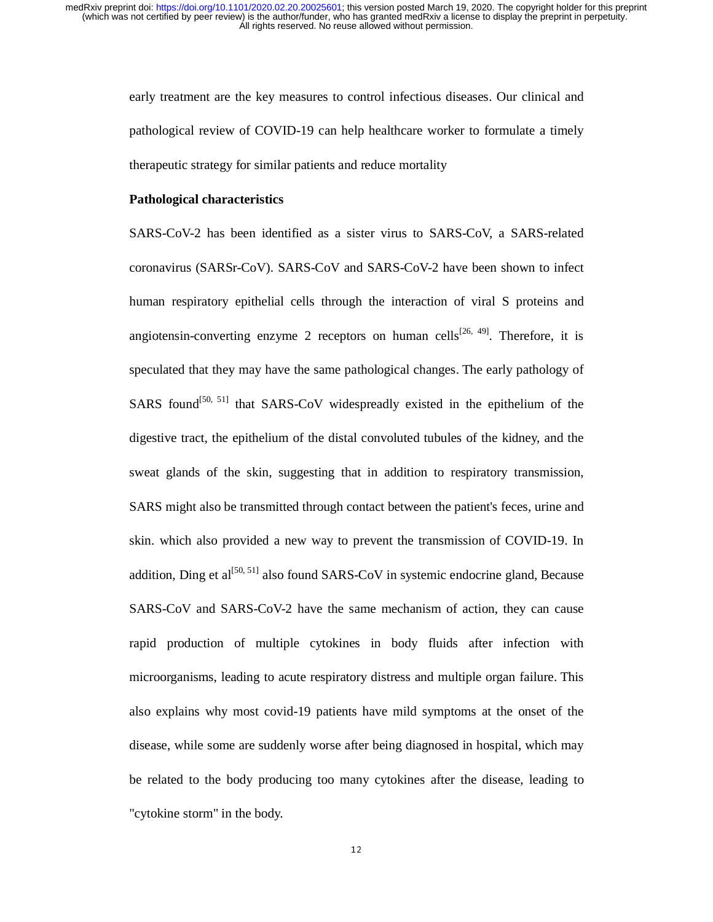early treatment are the key measures to control infectious diseases. Our clinical and pathological review of COVID-19 can help healthcare worker to formulate a timely therapeutic strategy for similar patients and reduce mortality

**Pathological characteristics**

SARS-CoV-2 has been identified as a sister virus to SARS-CoV, a SARS-related coronavirus (SARSr-CoV). SARS-CoV and SARS-CoV-2 have been shown to infect human respiratory epithelial cells through the interaction of viral S proteins and angiotensin-converting enzyme 2 receptors on human cells[26, 49]. Therefore, it is speculated that they may have the same pathological changes. The early pathology of SARS found[50, 51] that SARS-CoV widespreadly existed in the epithelium of the digestive tract, the epithelium of the distal convoluted tubules of the kidney, and the sweat glands of the skin, suggesting that in addition to respiratory transmission, SARS might also be transmitted through contact between the patient's feces, urine and skin. which also provided a new way to prevent the transmission of COVID-19. In addition, Ding et al[50, 51] also found SARS-CoV in systemic endocrine gland, Because SARS-CoV and SARS-CoV-2 have the same mechanism of action, they can cause rapid production of multiple cytokines in body fluids after infection with microorganisms, leading to acute respiratory distress and multiple organ failure. This also explains why most covid-19 patients have mild symptoms at the onset of the disease, while some are suddenly worse after being diagnosed in hospital, which may be related to the body producing too many cytokines after the disease, leading to "cytokine storm" in the body.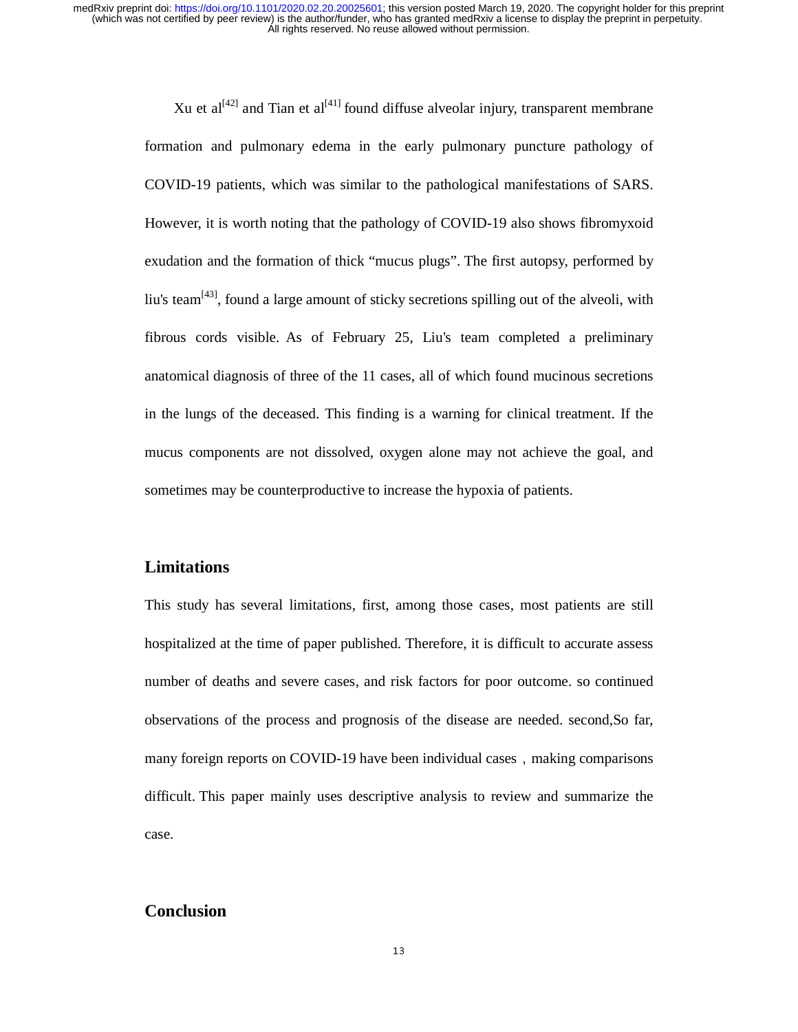Xu et al[42] and Tian et al[41] found diffuse alveolar injury, transparent membrane formation and pulmonary edema in the early pulmonary puncture pathology of COVID-19 patients, which was similar to the pathological manifestations of SARS. However, it is worth noting that the pathology of COVID-19 also shows fibromyxoid exudation and the formation of thick "mucus plugs". The first autopsy, performed by liu's team[43], found a large amount of sticky secretions spilling out of the alveoli, with fibrous cords visible. As of February 25, Liu's team completed a preliminary anatomical diagnosis of three of the 11 cases, all of which found mucinous secretions in the lungs of the deceased. This finding is a warning for clinical treatment. If the mucus components are not dissolved, oxygen alone may not achieve the goal, and sometimes may be counterproductive to increase the hypoxia of patients.

## Limitations

This study has several limitations, first, among those cases, most patients are still hospitalized at the time of paper published. Therefore, it is difficult to accurate assess number of deaths and severe cases, and risk factors for poor outcome. so continued observations of the process and prognosis of the disease are needed. second,So far, many foreign reports on COVID-19 have been individual cases，making comparisons difficult. This paper mainly uses descriptive analysis to review and summarize the case.

## Conclusion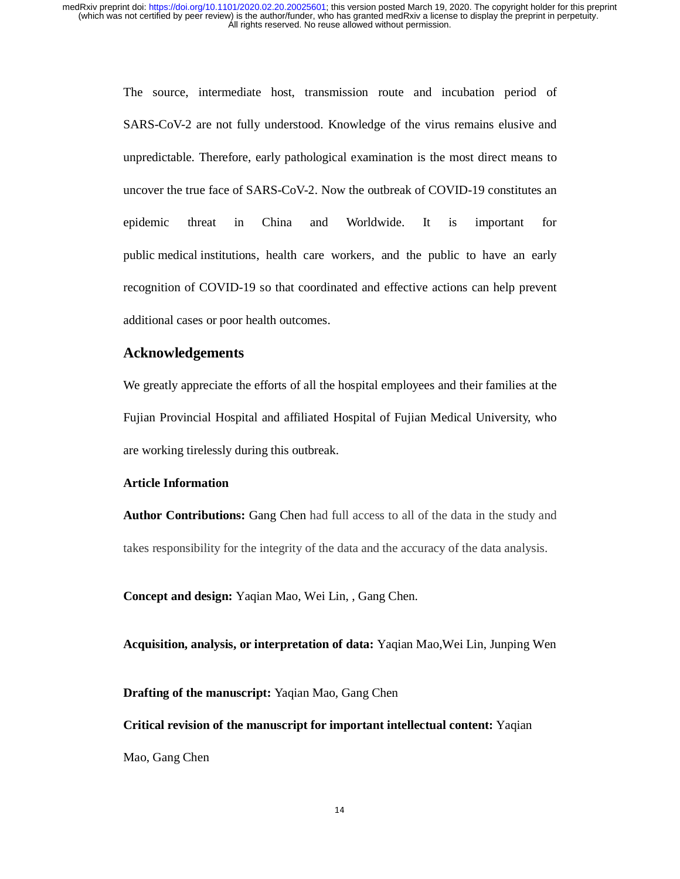The source, intermediate host, transmission route and incubation period of SARS-CoV-2 are not fully understood. Knowledge of the virus remains elusive and unpredictable. Therefore, early pathological examination is the most direct means to uncover the true face of SARS-CoV-2. Now the outbreak of COVID-19 constitutes an epidemic threat in China and Worldwide. It is important for public medical institutions, health care workers, and the public to have an early recognition of COVID-19 so that coordinated and effective actions can help prevent additional cases or poor health outcomes.

## Acknowledgements

We greatly appreciate the efforts of all the hospital employees and their families at the Fujian Provincial Hospital and affiliated Hospital of Fujian Medical University, who are working tirelessly during this outbreak.

### Article Information

**Author Contributions:** Gang Chen had full access to all of the data in the study and takes responsibility for the integrity of the data and the accuracy of the data analysis.

**Concept and design:** Yaqian Mao, Wei Lin, , Gang Chen.

**Acquisition, analysis, or interpretation of data:** Yaqian Mao,Wei Lin, Junping Wen

**Drafting of the manuscript:** Yaqian Mao, Gang Chen

**Critical revision of the manuscript for important intellectual content:** Yaqian Mao, Gang Chen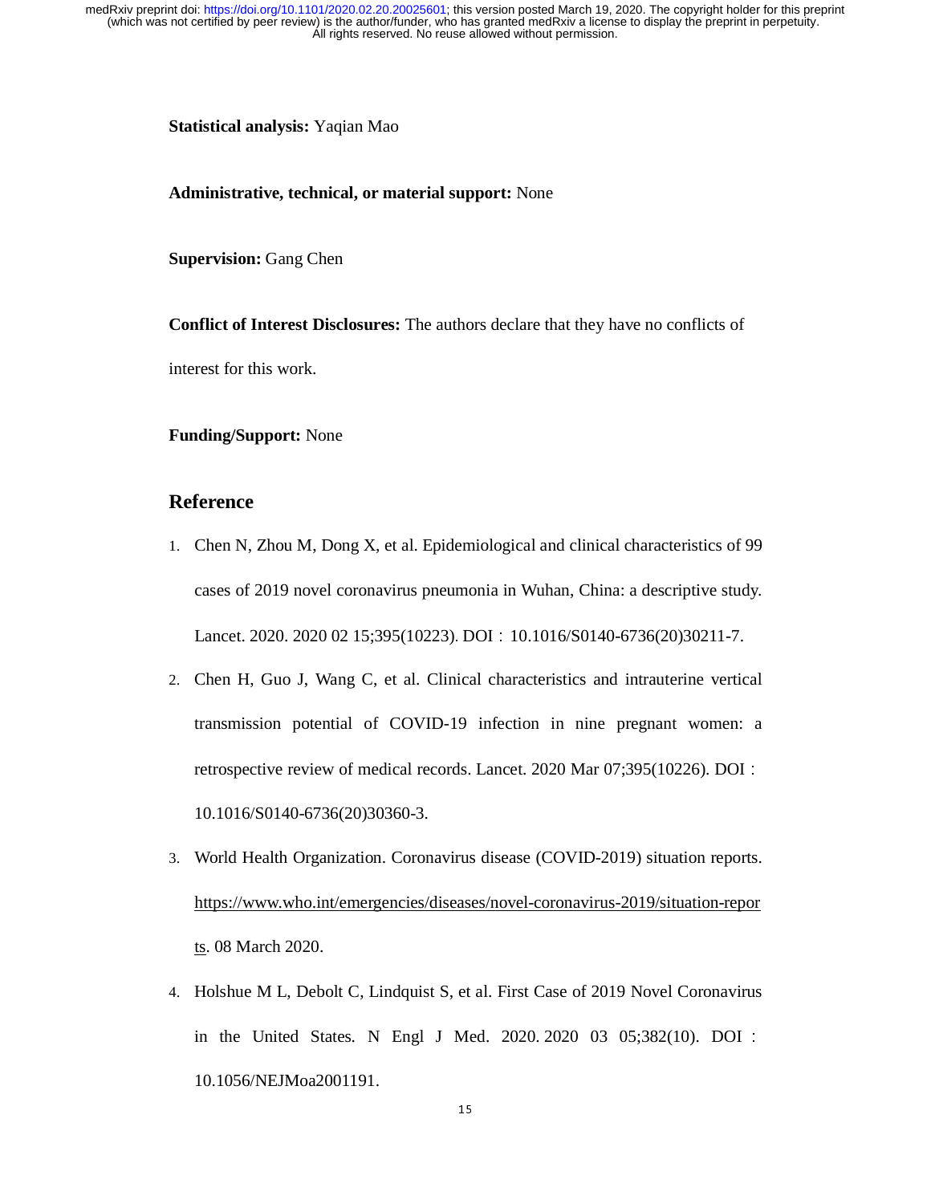**Statistical analysis:** Yaqian Mao

**Administrative, technical, or material support:** None

**Supervision:** Gang Chen

**Conflict of Interest Disclosures:** The authors declare that they have no conflicts of interest for this work.

**Funding/Support:** None

## Reference

1. Chen N, Zhou M, Dong X, et al. Epidemiological and clinical characteristics of 99 cases of 2019 novel coronavirus pneumonia in Wuhan, China: a descriptive study. Lancet. 2020. 2020 02 15;395(10223). DOI：10.1016/S0140-6736(20)30211-7.
2. Chen H, Guo J, Wang C, et al. Clinical characteristics and intrauterine vertical transmission potential of COVID-19 infection in nine pregnant women: a retrospective review of medical records. Lancet. 2020 Mar 07;395(10226). DOI：10.1016/S0140-6736(20)30360-3.
3. World Health Organization. Coronavirus disease (COVID-2019) situation reports. https://www.who.int/emergencies/diseases/novel-coronavirus-2019/situation-reports. 08 March 2020.
4. Holshue M L, Debolt C, Lindquist S, et al. First Case of 2019 Novel Coronavirus in the United States. N Engl J Med. 2020. 2020 03 05;382(10). DOI：10.1056/NEJMoa2001191.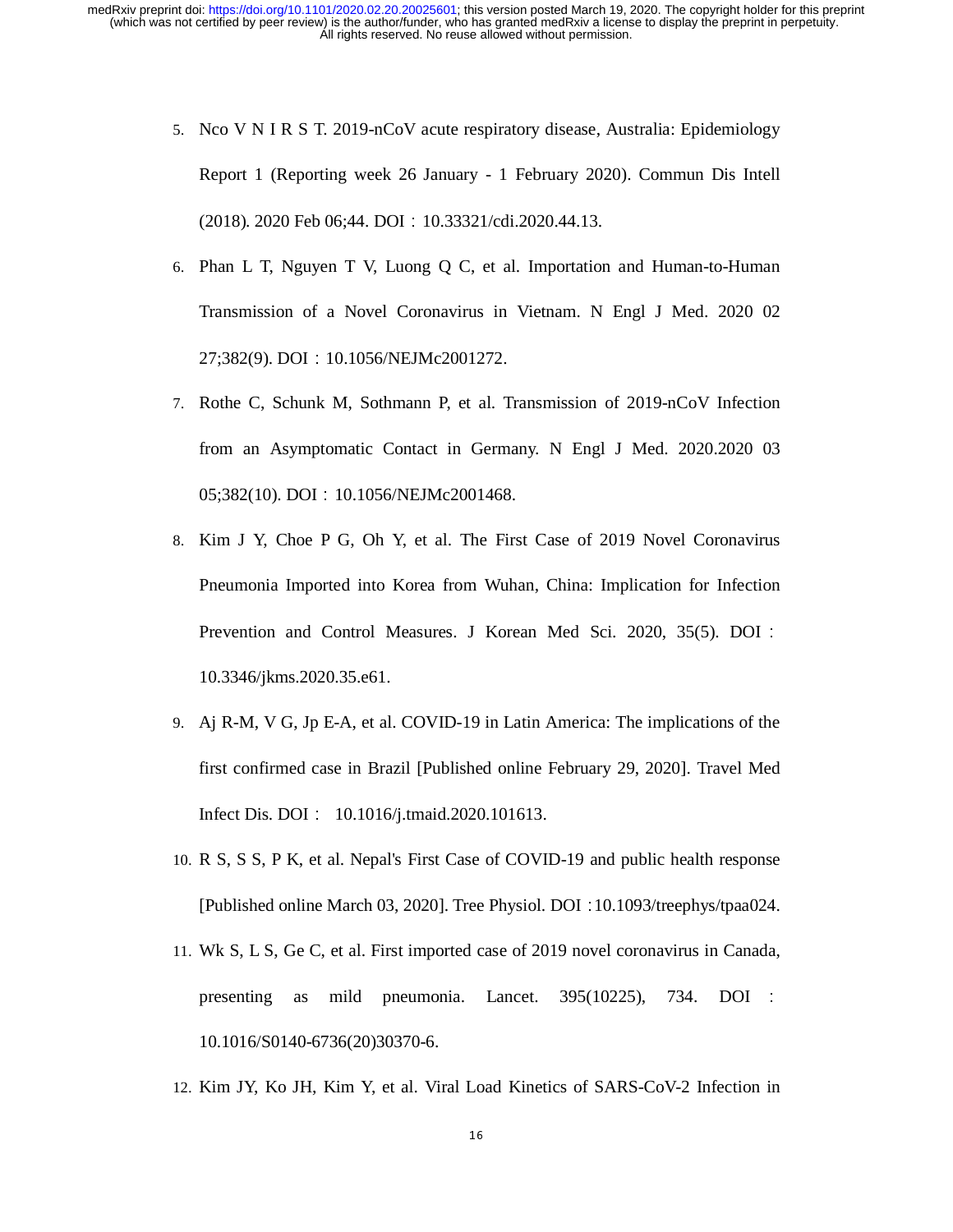5. Nco V N I R S T. 2019-nCoV acute respiratory disease, Australia: Epidemiology Report 1 (Reporting week 26 January - 1 February 2020). Commun Dis Intell (2018). 2020 Feb 06;44. DOI：10.33321/cdi.2020.44.13.
6. Phan L T, Nguyen T V, Luong Q C, et al. Importation and Human-to-Human Transmission of a Novel Coronavirus in Vietnam. N Engl J Med. 2020 02 27;382(9). DOI：10.1056/NEJMc2001272.
7. Rothe C, Schunk M, Sothmann P, et al. Transmission of 2019-nCoV Infection from an Asymptomatic Contact in Germany. N Engl J Med. 2020.2020 03 05;382(10). DOI：10.1056/NEJMc2001468.
8. Kim J Y, Choe P G, Oh Y, et al. The First Case of 2019 Novel Coronavirus Pneumonia Imported into Korea from Wuhan, China: Implication for Infection Prevention and Control Measures. J Korean Med Sci. 2020, 35(5). DOI：10.3346/jkms.2020.35.e61.
9. Aj R-M, V G, Jp E-A, et al. COVID-19 in Latin America: The implications of the first confirmed case in Brazil [Published online February 29, 2020]. Travel Med Infect Dis. DOI： 10.1016/j.tmaid.2020.101613.
10. R S, S S, P K, et al. Nepal's First Case of COVID-19 and public health response [Published online March 03, 2020]. Tree Physiol. DOI：10.1093/treephys/tpaa024.
11. Wk S, L S, Ge C, et al. First imported case of 2019 novel coronavirus in Canada, presenting as mild pneumonia. Lancet. 395(10225), 734. DOI：10.1016/S0140-6736(20)30370-6.
12. Kim JY, Ko JH, Kim Y, et al. Viral Load Kinetics of SARS-CoV-2 Infection in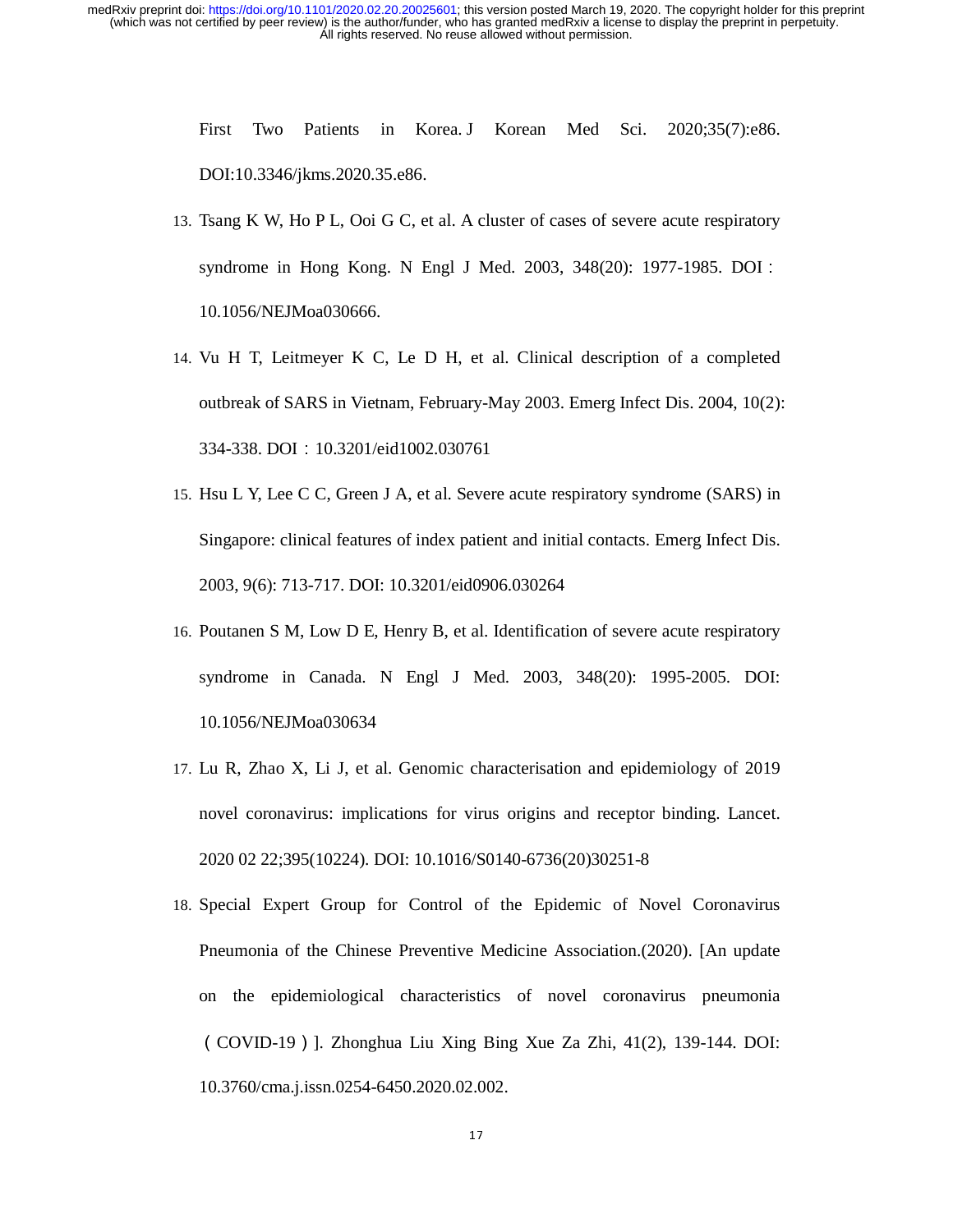First Two Patients in Korea. J Korean Med Sci. 2020;35(7):e86. DOI:10.3346/jkms.2020.35.e86.

13. Tsang K W, Ho P L, Ooi G C, et al. A cluster of cases of severe acute respiratory syndrome in Hong Kong. N Engl J Med. 2003, 348(20): 1977-1985. DOI：10.1056/NEJMoa030666.
14. Vu H T, Leitmeyer K C, Le D H, et al. Clinical description of a completed outbreak of SARS in Vietnam, February-May 2003. Emerg Infect Dis. 2004, 10(2): 334-338. DOI：10.3201/eid1002.030761
15. Hsu L Y, Lee C C, Green J A, et al. Severe acute respiratory syndrome (SARS) in Singapore: clinical features of index patient and initial contacts. Emerg Infect Dis. 2003, 9(6): 713-717. DOI: 10.3201/eid0906.030264
16. Poutanen S M, Low D E, Henry B, et al. Identification of severe acute respiratory syndrome in Canada. N Engl J Med. 2003, 348(20): 1995-2005. DOI: 10.1056/NEJMoa030634
17. Lu R, Zhao X, Li J, et al. Genomic characterisation and epidemiology of 2019 novel coronavirus: implications for virus origins and receptor binding. Lancet. 2020 02 22;395(10224). DOI: 10.1016/S0140-6736(20)30251-8
18. Special Expert Group for Control of the Epidemic of Novel Coronavirus Pneumonia of the Chinese Preventive Medicine Association.(2020). [An update on the epidemiological characteristics of novel coronavirus pneumonia（COVID-19）]. Zhonghua Liu Xing Bing Xue Za Zhi, 41(2), 139-144. DOI: 10.3760/cma.j.issn.0254-6450.2020.02.002.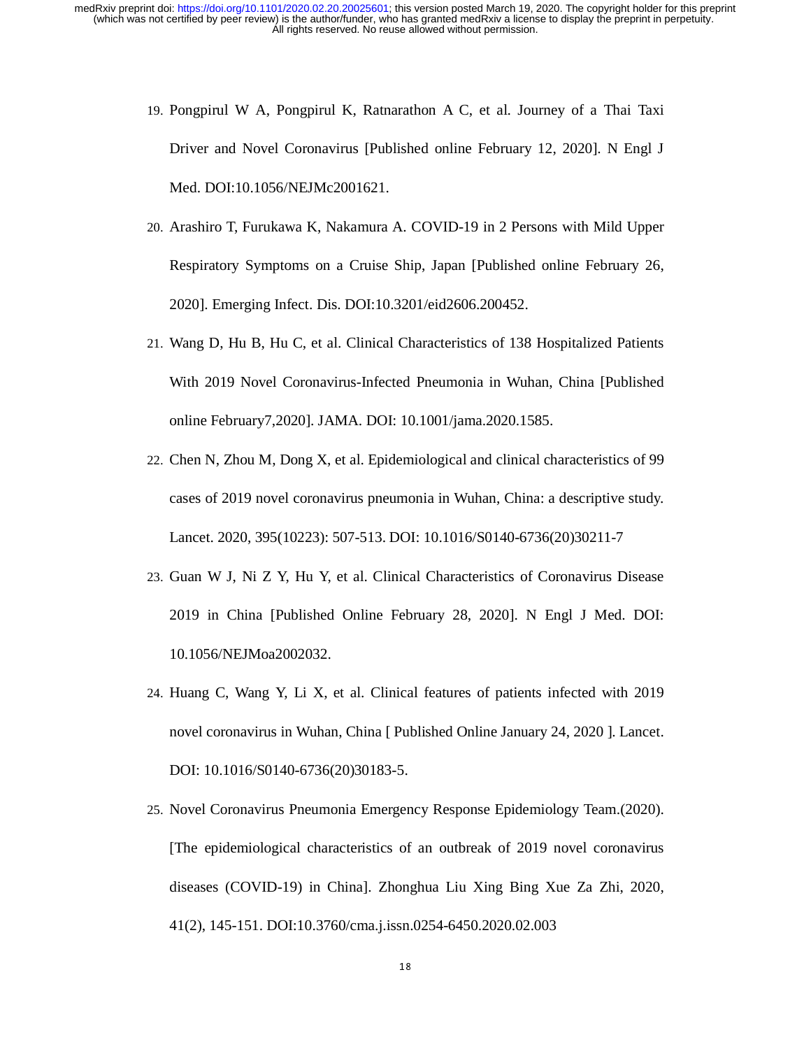19. Pongpirul W A, Pongpirul K, Ratnarathon A C, et al. Journey of a Thai Taxi Driver and Novel Coronavirus [Published online February 12, 2020]. N Engl J Med. DOI:10.1056/NEJMc2001621.

20. Arashiro T, Furukawa K, Nakamura A. COVID-19 in 2 Persons with Mild Upper Respiratory Symptoms on a Cruise Ship, Japan [Published online February 26, 2020]. Emerging Infect. Dis. DOI:10.3201/eid2606.200452.

21. Wang D, Hu B, Hu C, et al. Clinical Characteristics of 138 Hospitalized Patients With 2019 Novel Coronavirus-Infected Pneumonia in Wuhan, China [Published online February7,2020]. JAMA. DOI: 10.1001/jama.2020.1585.

22. Chen N, Zhou M, Dong X, et al. Epidemiological and clinical characteristics of 99 cases of 2019 novel coronavirus pneumonia in Wuhan, China: a descriptive study. Lancet. 2020, 395(10223): 507-513. DOI: 10.1016/S0140-6736(20)30211-7

23. Guan W J, Ni Z Y, Hu Y, et al. Clinical Characteristics of Coronavirus Disease 2019 in China [Published Online February 28, 2020]. N Engl J Med. DOI: 10.1056/NEJMoa2002032.

24. Huang C, Wang Y, Li X, et al. Clinical features of patients infected with 2019 novel coronavirus in Wuhan, China [ Published Online January 24, 2020 ]. Lancet. DOI: 10.1016/S0140-6736(20)30183-5.

25. Novel Coronavirus Pneumonia Emergency Response Epidemiology Team.(2020). [The epidemiological characteristics of an outbreak of 2019 novel coronavirus diseases (COVID-19) in China]. Zhonghua Liu Xing Bing Xue Za Zhi, 2020, 41(2), 145-151. DOI:10.3760/cma.j.issn.0254-6450.2020.02.003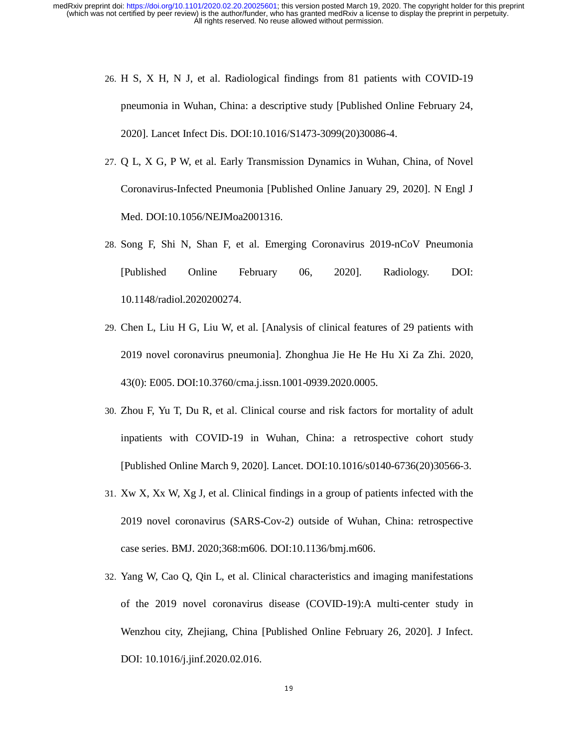26. H S, X H, N J, et al. Radiological findings from 81 patients with COVID-19 pneumonia in Wuhan, China: a descriptive study [Published Online February 24, 2020]. Lancet Infect Dis. DOI:10.1016/S1473-3099(20)30086-4.
27. Q L, X G, P W, et al. Early Transmission Dynamics in Wuhan, China, of Novel Coronavirus-Infected Pneumonia [Published Online January 29, 2020]. N Engl J Med. DOI:10.1056/NEJMoa2001316.
28. Song F, Shi N, Shan F, et al. Emerging Coronavirus 2019-nCoV Pneumonia [Published Online February 06, 2020]. Radiology. DOI: 10.1148/radiol.2020200274.
29. Chen L, Liu H G, Liu W, et al. [Analysis of clinical features of 29 patients with 2019 novel coronavirus pneumonia]. Zhonghua Jie He He Hu Xi Za Zhi. 2020, 43(0): E005. DOI:10.3760/cma.j.issn.1001-0939.2020.0005.
30. Zhou F, Yu T, Du R, et al. Clinical course and risk factors for mortality of adult inpatients with COVID-19 in Wuhan, China: a retrospective cohort study [Published Online March 9, 2020]. Lancet. DOI:10.1016/s0140-6736(20)30566-3.
31. Xw X, Xx W, Xg J, et al. Clinical findings in a group of patients infected with the 2019 novel coronavirus (SARS-Cov-2) outside of Wuhan, China: retrospective case series. BMJ. 2020;368:m606. DOI:10.1136/bmj.m606.
32. Yang W, Cao Q, Qin L, et al. Clinical characteristics and imaging manifestations of the 2019 novel coronavirus disease (COVID-19):A multi-center study in Wenzhou city, Zhejiang, China [Published Online February 26, 2020]. J Infect. DOI: 10.1016/j.jinf.2020.02.016.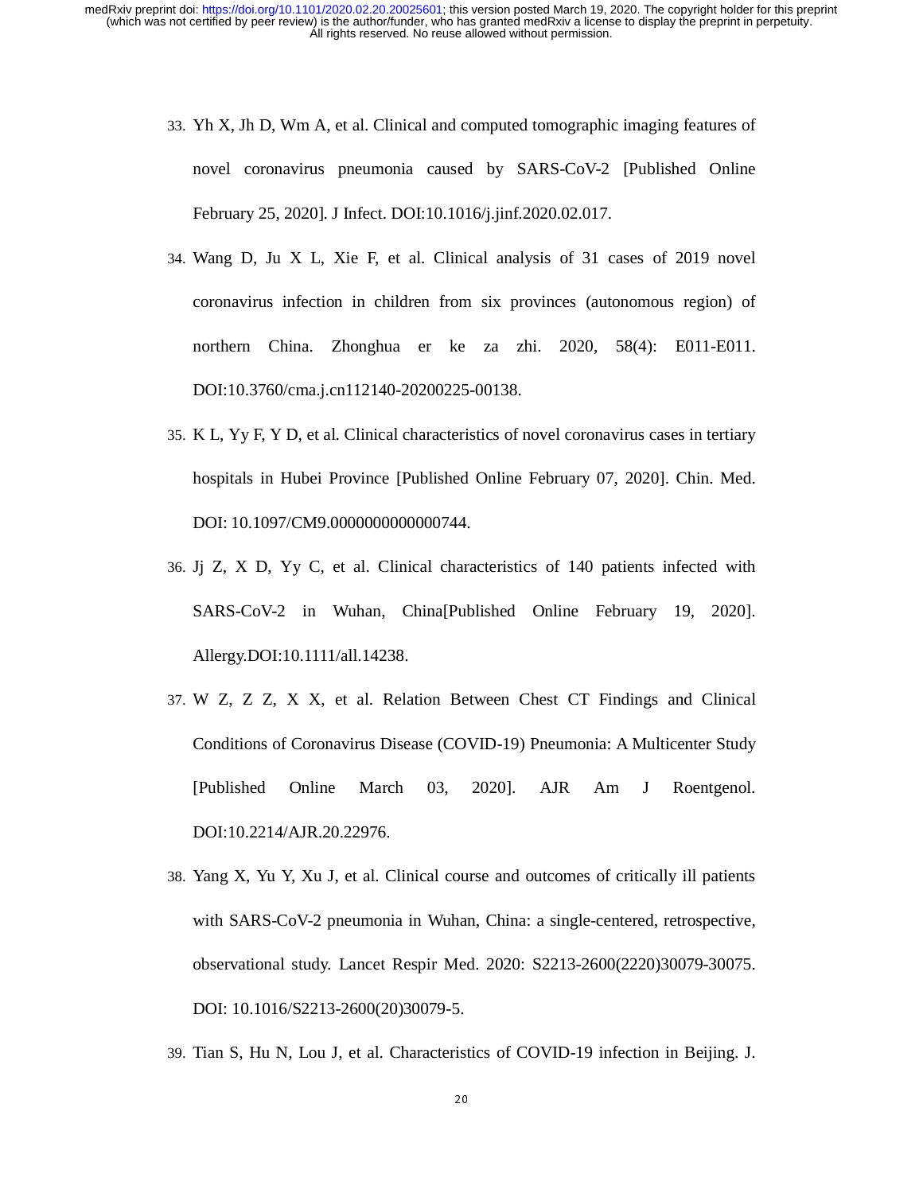33. Yh X, Jh D, Wm A, et al. Clinical and computed tomographic imaging features of novel coronavirus pneumonia caused by SARS-CoV-2 [Published Online February 25, 2020]. J Infect. DOI:10.1016/j.jinf.2020.02.017.
34. Wang D, Ju X L, Xie F, et al. Clinical analysis of 31 cases of 2019 novel coronavirus infection in children from six provinces (autonomous region) of northern China. Zhonghua er ke za zhi. 2020, 58(4): E011-E011. DOI:10.3760/cma.j.cn112140-20200225-00138.
35. K L, Yy F, Y D, et al. Clinical characteristics of novel coronavirus cases in tertiary hospitals in Hubei Province [Published Online February 07, 2020]. Chin. Med. DOI: 10.1097/CM9.0000000000000744.
36. Jj Z, X D, Yy C, et al. Clinical characteristics of 140 patients infected with SARS-CoV-2 in Wuhan, China[Published Online February 19, 2020]. Allergy.DOI:10.1111/all.14238.
37. W Z, Z Z, X X, et al. Relation Between Chest CT Findings and Clinical Conditions of Coronavirus Disease (COVID-19) Pneumonia: A Multicenter Study [Published Online March 03, 2020]. AJR Am J Roentgenol. DOI:10.2214/AJR.20.22976.
38. Yang X, Yu Y, Xu J, et al. Clinical course and outcomes of critically ill patients with SARS-CoV-2 pneumonia in Wuhan, China: a single-centered, retrospective, observational study. Lancet Respir Med. 2020: S2213-2600(2220)30079-30075. DOI: 10.1016/S2213-2600(20)30079-5.
39. Tian S, Hu N, Lou J, et al. Characteristics of COVID-19 infection in Beijing. J.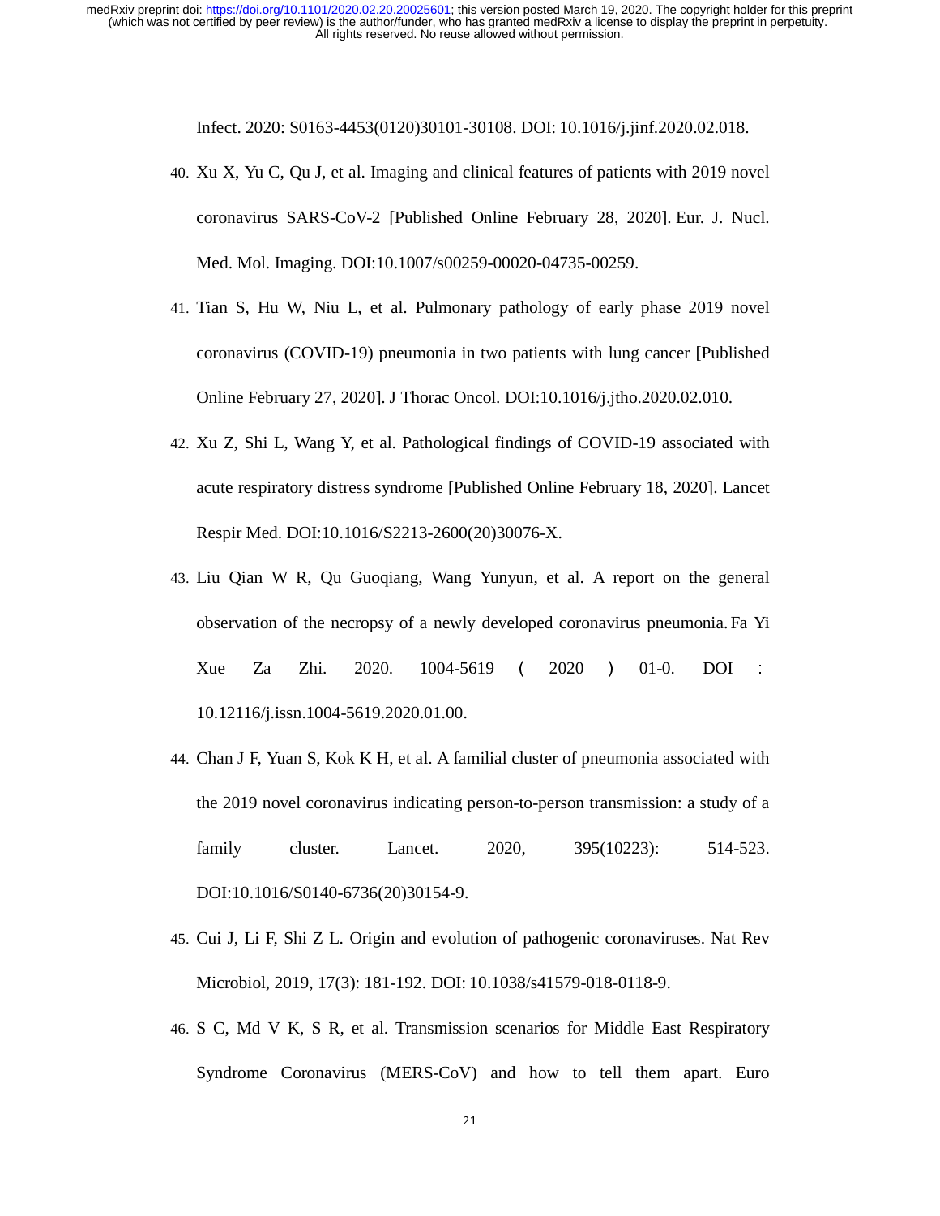Infect. 2020: S0163-4453(0120)30101-30108. DOI: 10.1016/j.jinf.2020.02.018.

40. Xu X, Yu C, Qu J, et al. Imaging and clinical features of patients with 2019 novel coronavirus SARS-CoV-2 [Published Online February 28, 2020]. Eur. J. Nucl. Med. Mol. Imaging. DOI:10.1007/s00259-00020-04735-00259.

41. Tian S, Hu W, Niu L, et al. Pulmonary pathology of early phase 2019 novel coronavirus (COVID-19) pneumonia in two patients with lung cancer [Published Online February 27, 2020]. J Thorac Oncol. DOI:10.1016/j.jtho.2020.02.010.

42. Xu Z, Shi L, Wang Y, et al. Pathological findings of COVID-19 associated with acute respiratory distress syndrome [Published Online February 18, 2020]. Lancet Respir Med. DOI:10.1016/S2213-2600(20)30076-X.

43. Liu Qian W R, Qu Guoqiang, Wang Yunyun, et al. A report on the general observation of the necropsy of a newly developed coronavirus pneumonia. Fa Yi Xue Za Zhi. 2020. 1004-5619 ( 2020 ) 01-0. DOI : 10.12116/j.issn.1004-5619.2020.01.00.

44. Chan J F, Yuan S, Kok K H, et al. A familial cluster of pneumonia associated with the 2019 novel coronavirus indicating person-to-person transmission: a study of a family cluster. Lancet. 2020, 395(10223): 514-523. DOI:10.1016/S0140-6736(20)30154-9.

45. Cui J, Li F, Shi Z L. Origin and evolution of pathogenic coronaviruses. Nat Rev Microbiol, 2019, 17(3): 181-192. DOI: 10.1038/s41579-018-0118-9.

46. S C, Md V K, S R, et al. Transmission scenarios for Middle East Respiratory Syndrome Coronavirus (MERS-CoV) and how to tell them apart. Euro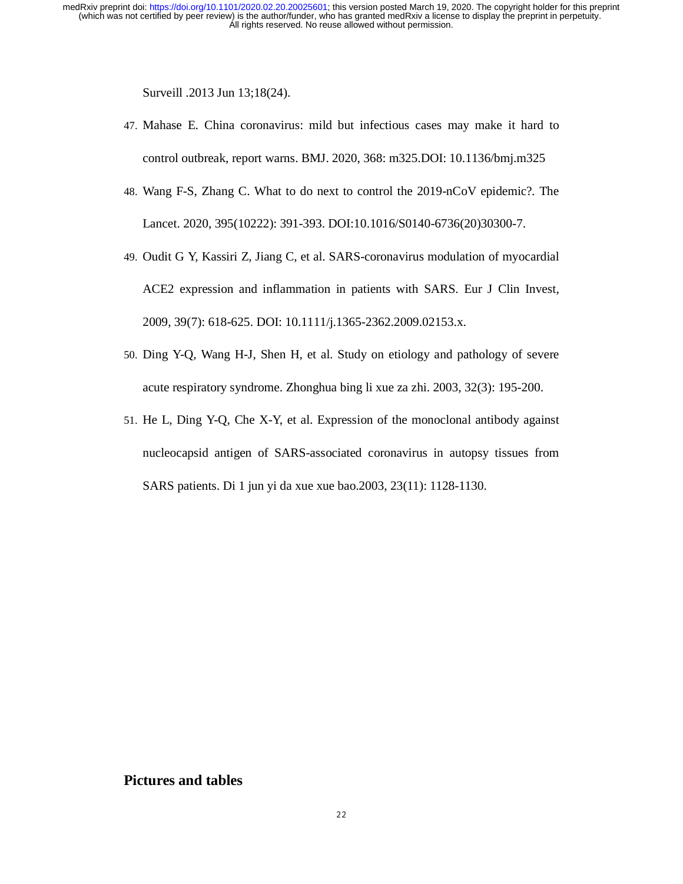Surveill .2013 Jun 13;18(24).

47. Mahase E. China coronavirus: mild but infectious cases may make it hard to control outbreak, report warns. BMJ. 2020, 368: m325.DOI: 10.1136/bmj.m325
48. Wang F-S, Zhang C. What to do next to control the 2019-nCoV epidemic?. The Lancet. 2020, 395(10222): 391-393. DOI:10.1016/S0140-6736(20)30300-7.
49. Oudit G Y, Kassiri Z, Jiang C, et al. SARS-coronavirus modulation of myocardial ACE2 expression and inflammation in patients with SARS. Eur J Clin Invest, 2009, 39(7): 618-625. DOI: 10.1111/j.1365-2362.2009.02153.x.
50. Ding Y-Q, Wang H-J, Shen H, et al. Study on etiology and pathology of severe acute respiratory syndrome. Zhonghua bing li xue za zhi. 2003, 32(3): 195-200.
51. He L, Ding Y-Q, Che X-Y, et al. Expression of the monoclonal antibody against nucleocapsid antigen of SARS-associated coronavirus in autopsy tissues from SARS patients. Di 1 jun yi da xue xue bao.2003, 23(11): 1128-1130.

## Pictures and tables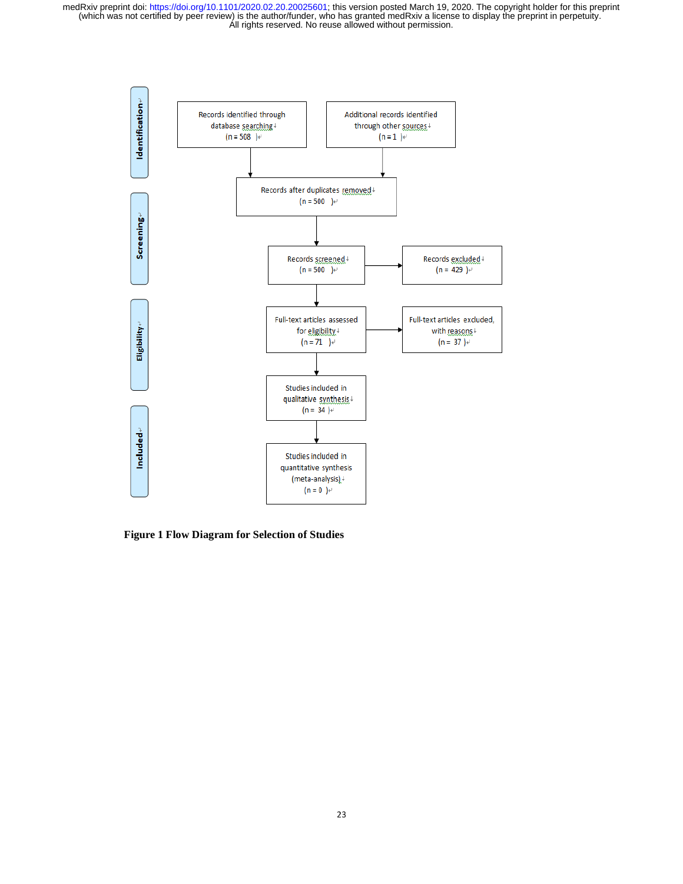**Identification**

Records identified through database searching (n = 508)

Additional records identified through other sources (n = 1)

Records after duplicates removed (n = 500)

**Screening**

Records screened (n = 500)

Records excluded (n = 429)

**Eligibility**

Full-text articles assessed for eligibility (n = 71)

Full-text articles excluded, with reasons (n = 37)

**Included**

Studies included in qualitative synthesis (n = 34)

Studies included in quantitative synthesis (meta-analysis) (n = 0)

**Figure 1 Flow Diagram for Selection of Studies**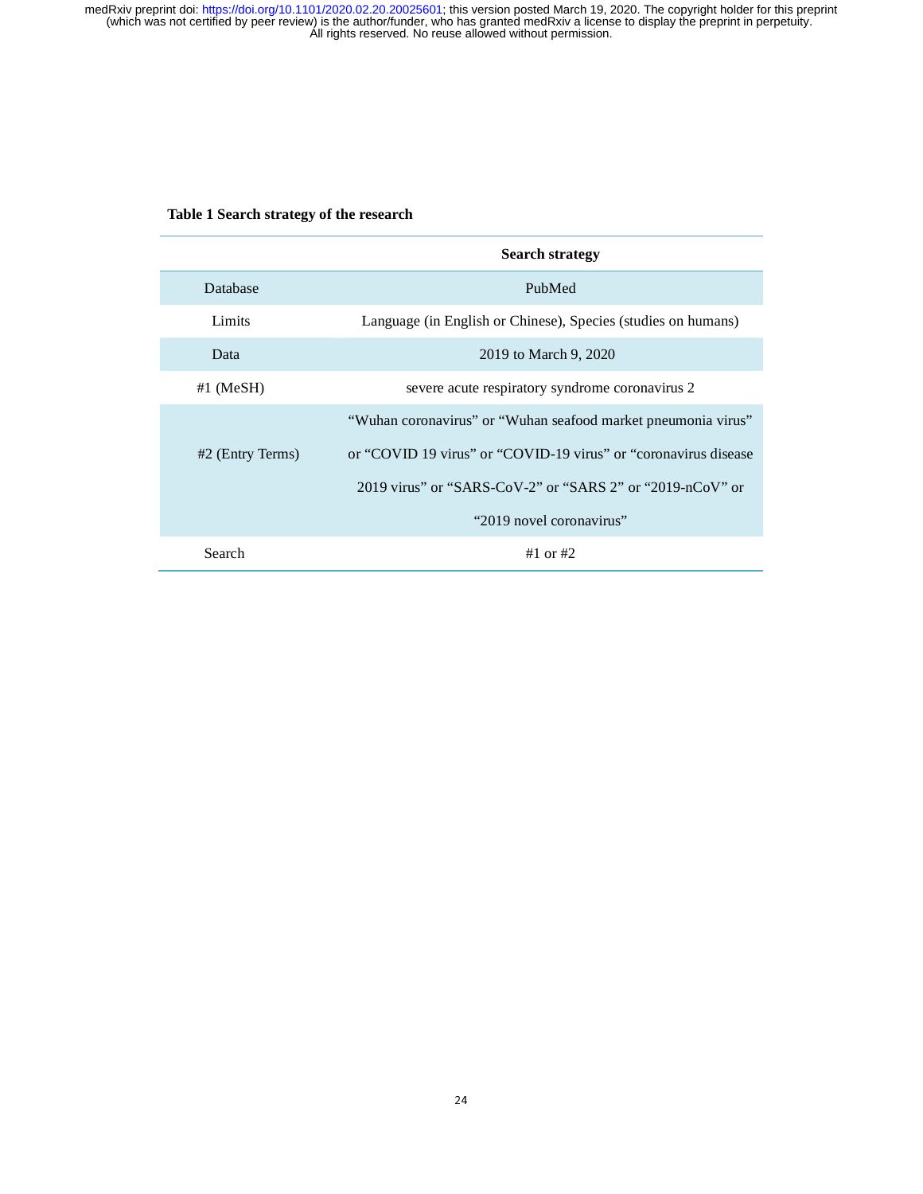**Table 1 Search strategy of the research**

| | Search strategy |
|---|---|
| Database | PubMed |
| Limits | Language (in English or Chinese), Species (studies on humans) |
| Data | 2019 to March 9, 2020 |
| #1 (MeSH) | severe acute respiratory syndrome coronavirus 2 |
| #2 (Entry Terms) | "Wuhan coronavirus" or "Wuhan seafood market pneumonia virus" or "COVID 19 virus" or "COVID-19 virus" or "coronavirus disease 2019 virus" or "SARS-CoV-2" or "SARS 2" or "2019-nCoV" or "2019 novel coronavirus" |
| Search | #1 or #2 |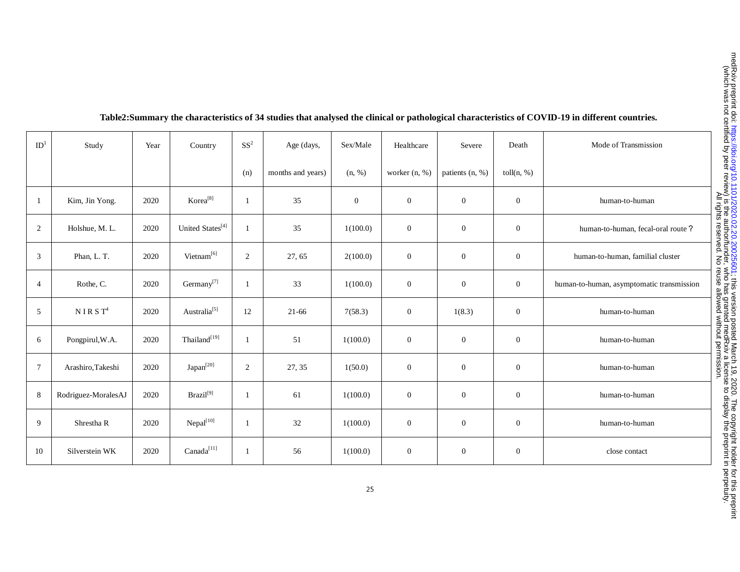**Table2:Summary the characteristics of 34 studies that analysed the clinical or pathological characteristics of COVID-19 in different countries.**

| ID[1] | Study | Year | Country | SS[2] (n) | Age (days, months and years) | Sex/Male (n, %) | Healthcare worker (n, %) | Severe patients (n, %) | Death toll(n, %) | Mode of Transmission |
|---|---|---|---|---|---|---|---|---|---|---|
| 1 | Kim, Jin Yong. | 2020 | Korea[8] | 1 | 35 | 0 | 0 | 0 | 0 | human-to-human |
| 2 | Holshue, M. L. | 2020 | United States[4] | 1 | 35 | 1(100.0) | 0 | 0 | 0 | human-to-human, fecal-oral route？ |
| 3 | Phan, L. T. | 2020 | Vietnam[6] | 2 | 27, 65 | 2(100.0) | 0 | 0 | 0 | human-to-human, familial cluster |
| 4 | Rothe, C. | 2020 | Germany[7] | 1 | 33 | 1(100.0) | 0 | 0 | 0 | human-to-human, asymptomatic transmission |
| 5 | N I R S T[4] | 2020 | Australia[5] | 12 | 21-66 | 7(58.3) | 0 | 1(8.3) | 0 | human-to-human |
| 6 | Pongpirul,W.A. | 2020 | Thailand[19] | 1 | 51 | 1(100.0) | 0 | 0 | 0 | human-to-human |
| 7 | Arashiro,Takeshi | 2020 | Japan[20] | 2 | 27, 35 | 1(50.0) | 0 | 0 | 0 | human-to-human |
| 8 | Rodriguez-MoralesAJ | 2020 | Brazil[9] | 1 | 61 | 1(100.0) | 0 | 0 | 0 | human-to-human |
| 9 | Shrestha R | 2020 | Nepal[10] | 1 | 32 | 1(100.0) | 0 | 0 | 0 | human-to-human |
| 10 | Silverstein WK | 2020 | Canada[11] | 1 | 56 | 1(100.0) | 0 | 0 | 0 | close contact |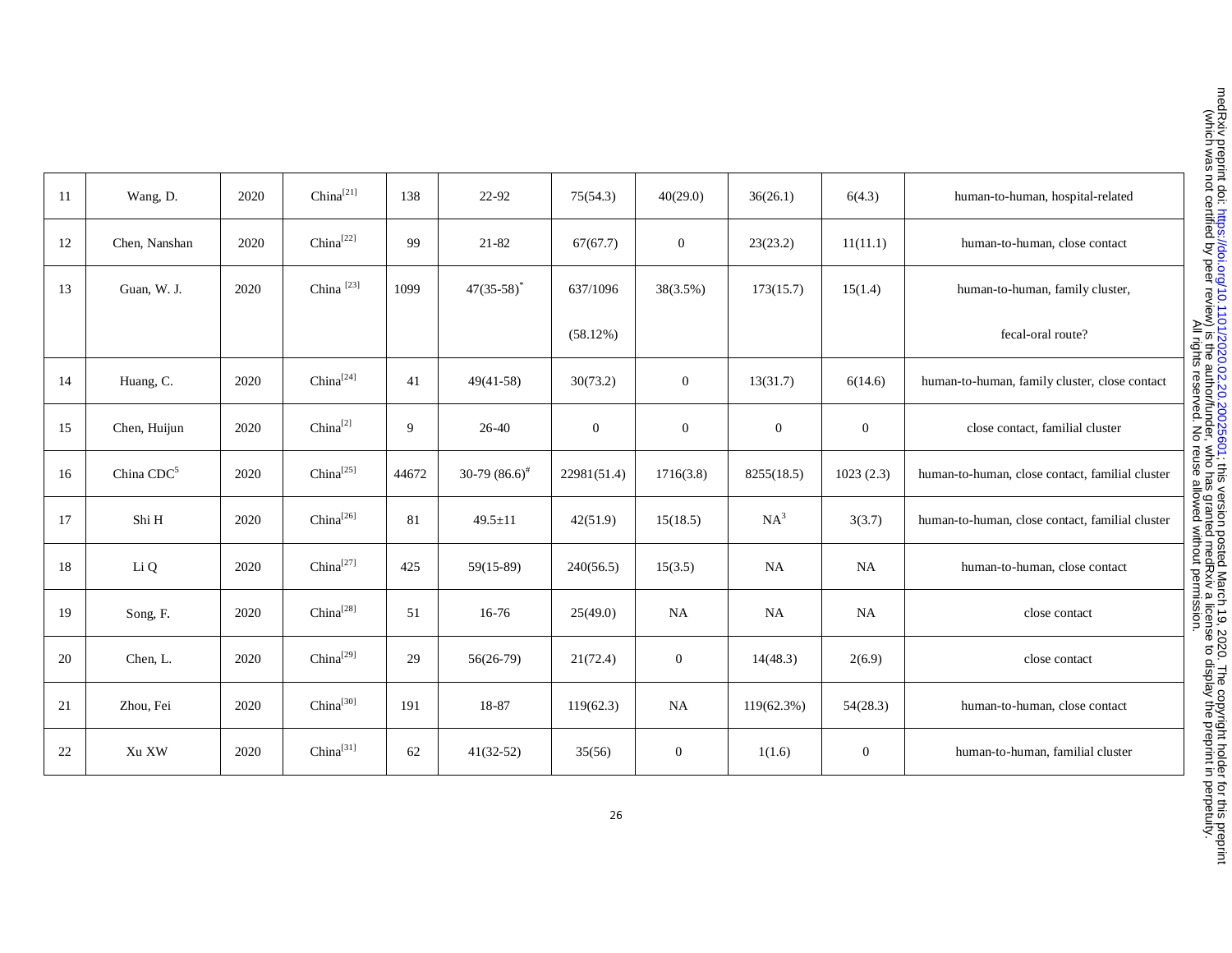| 11 | Wang, D. | 2020 | China[21] | 138 | 22-92 | 75(54.3) | 40(29.0) | 36(26.1) | 6(4.3) | human-to-human, hospital-related |
|---|---|---|---|---|---|---|---|---|---|---|
| 12 | Chen, Nanshan | 2020 | China[22] | 99 | 21-82 | 67(67.7) | 0 | 23(23.2) | 11(11.1) | human-to-human, close contact |
| 13 | Guan, W. J. | 2020 | China [23] | 1099 | 47(35-58)* | 637/1096 (58.12%) | 38(3.5%) | 173(15.7) | 15(1.4) | human-to-human, family cluster, fecal-oral route? |
| 14 | Huang, C. | 2020 | China[24] | 41 | 49(41-58) | 30(73.2) | 0 | 13(31.7) | 6(14.6) | human-to-human, family cluster, close contact |
| 15 | Chen, Huijun | 2020 | China[2] | 9 | 26-40 | 0 | 0 | 0 | 0 | close contact, familial cluster |
| 16 | China CDC[5] | 2020 | China[25] | 44672 | 30-79 (86.6)# | 22981(51.4) | 1716(3.8) | 8255(18.5) | 1023 (2.3) | human-to-human, close contact, familial cluster |
| 17 | Shi H | 2020 | China[26] | 81 | 49.5±11 | 42(51.9) | 15(18.5) | NA[3] | 3(3.7) | human-to-human, close contact, familial cluster |
| 18 | Li Q | 2020 | China[27] | 425 | 59(15-89) | 240(56.5) | 15(3.5) | NA | NA | human-to-human, close contact |
| 19 | Song, F. | 2020 | China[28] | 51 | 16-76 | 25(49.0) | NA | NA | NA | close contact |
| 20 | Chen, L. | 2020 | China[29] | 29 | 56(26-79) | 21(72.4) | 0 | 14(48.3) | 2(6.9) | close contact |
| 21 | Zhou, Fei | 2020 | China[30] | 191 | 18-87 | 119(62.3) | NA | 119(62.3%) | 54(28.3) | human-to-human, close contact |
| 22 | Xu XW | 2020 | China[31] | 62 | 41(32-52) | 35(56) | 0 | 1(1.6) | 0 | human-to-human, familial cluster |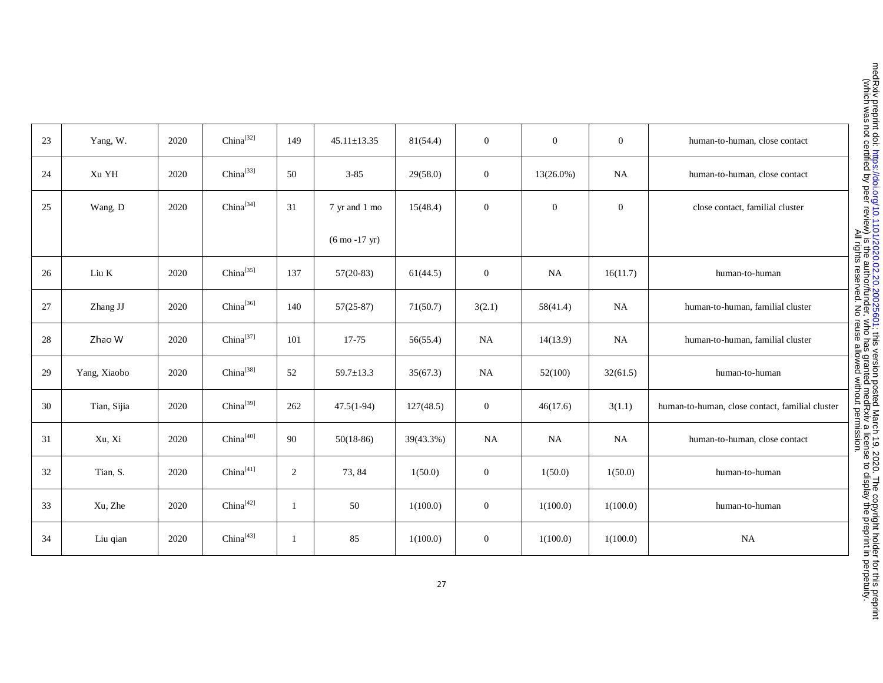| 23 | Yang, W. | 2020 | China[32] | 149 | 45.11±13.35 | 81(54.4) | 0 | 0 | 0 | human-to-human, close contact |
|---|---|---|---|---|---|---|---|---|---|---|
| 24 | Xu YH | 2020 | China[33] | 50 | 3-85 | 29(58.0) | 0 | 13(26.0%) | NA | human-to-human, close contact |
| 25 | Wang, D | 2020 | China[34] | 31 | 7 yr and 1 mo (6 mo -17 yr) | 15(48.4) | 0 | 0 | 0 | close contact, familial cluster |
| 26 | Liu K | 2020 | China[35] | 137 | 57(20-83) | 61(44.5) | 0 | NA | 16(11.7) | human-to-human |
| 27 | Zhang JJ | 2020 | China[36] | 140 | 57(25-87) | 71(50.7) | 3(2.1) | 58(41.4) | NA | human-to-human, familial cluster |
| 28 | Zhao W | 2020 | China[37] | 101 | 17-75 | 56(55.4) | NA | 14(13.9) | NA | human-to-human, familial cluster |
| 29 | Yang, Xiaobo | 2020 | China[38] | 52 | 59.7±13.3 | 35(67.3) | NA | 52(100) | 32(61.5) | human-to-human |
| 30 | Tian, Sijia | 2020 | China[39] | 262 | 47.5(1-94) | 127(48.5) | 0 | 46(17.6) | 3(1.1) | human-to-human, close contact, familial cluster |
| 31 | Xu, Xi | 2020 | China[40] | 90 | 50(18-86) | 39(43.3%) | NA | NA | NA | human-to-human, close contact |
| 32 | Tian, S. | 2020 | China[41] | 2 | 73, 84 | 1(50.0) | 0 | 1(50.0) | 1(50.0) | human-to-human |
| 33 | Xu, Zhe | 2020 | China[42] | 1 | 50 | 1(100.0) | 0 | 1(100.0) | 1(100.0) | human-to-human |
| 34 | Liu qian | 2020 | China[43] | 1 | 85 | 1(100.0) | 0 | 1(100.0) | 1(100.0) | NA |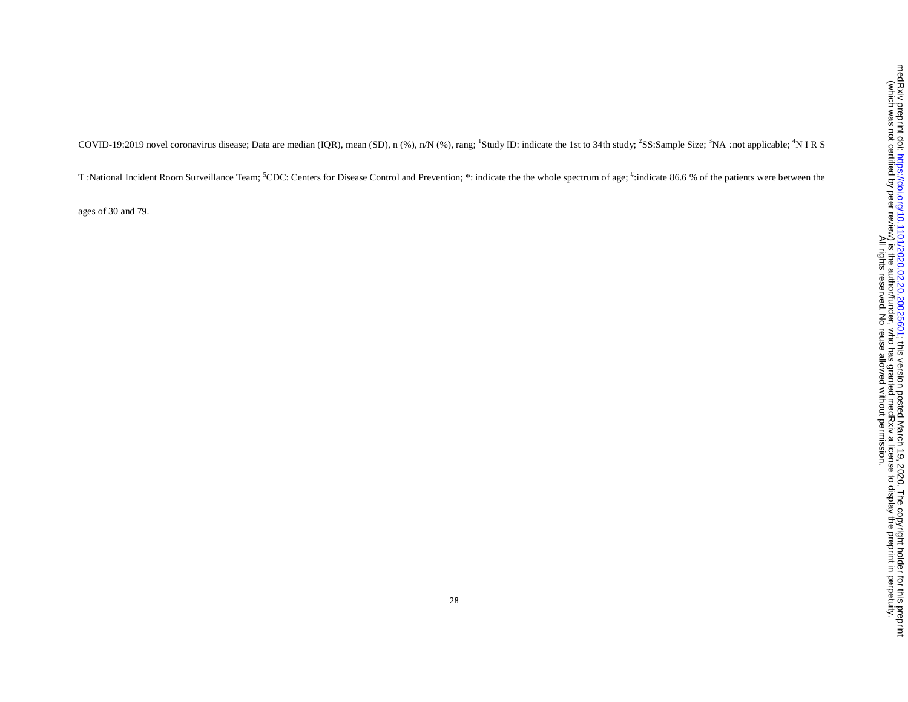COVID-19:2019 novel coronavirus disease; Data are median (IQR), mean (SD), n (%), n/N (%), rang; [1]Study ID: indicate the 1st to 34th study; [2]SS:Sample Size; [3]NA :not applicable; [4]N I R S T :National Incident Room Surveillance Team; [5]CDC: Centers for Disease Control and Prevention; *: indicate the the whole spectrum of age; [#]:indicate 86.6 % of the patients were between the ages of 30 and 79.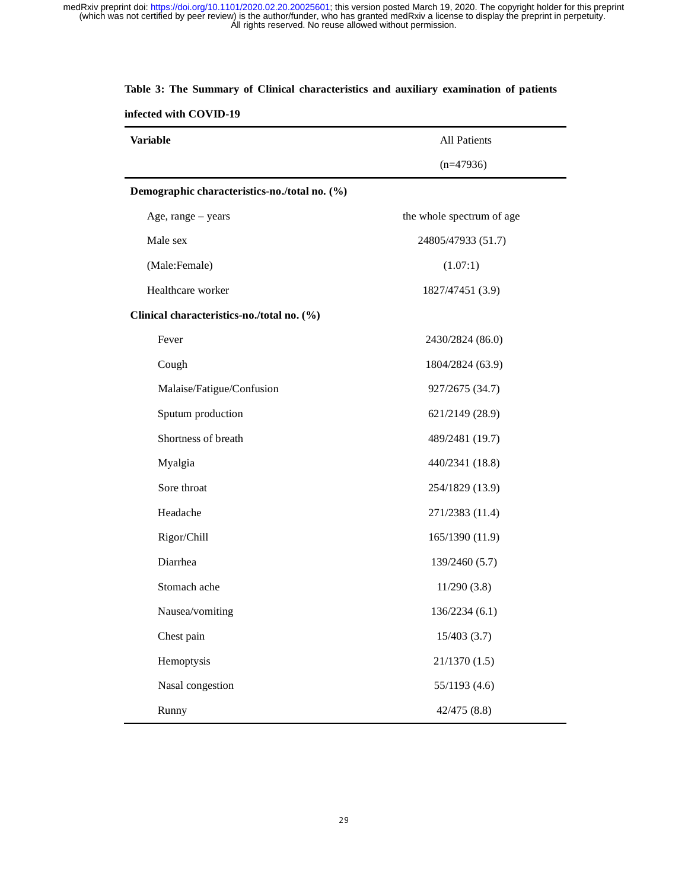**Table 3: The Summary of Clinical characteristics and auxiliary examination of patients infected with COVID-19**

| Variable | All Patients (n=47936) |
|---|---|
| **Demographic characteristics-no./total no. (%)** | |
| Age, range – years | the whole spectrum of age |
| Male sex | 24805/47933 (51.7) |
| (Male:Female) | (1.07:1) |
| Healthcare worker | 1827/47451 (3.9) |
| **Clinical characteristics-no./total no. (%)** | |
| Fever | 2430/2824 (86.0) |
| Cough | 1804/2824 (63.9) |
| Malaise/Fatigue/Confusion | 927/2675 (34.7) |
| Sputum production | 621/2149 (28.9) |
| Shortness of breath | 489/2481 (19.7) |
| Myalgia | 440/2341 (18.8) |
| Sore throat | 254/1829 (13.9) |
| Headache | 271/2383 (11.4) |
| Rigor/Chill | 165/1390 (11.9) |
| Diarrhea | 139/2460 (5.7) |
| Stomach ache | 11/290 (3.8) |
| Nausea/vomiting | 136/2234 (6.1) |
| Chest pain | 15/403 (3.7) |
| Hemoptysis | 21/1370 (1.5) |
| Nasal congestion | 55/1193 (4.6) |
| Runny | 42/475 (8.8) |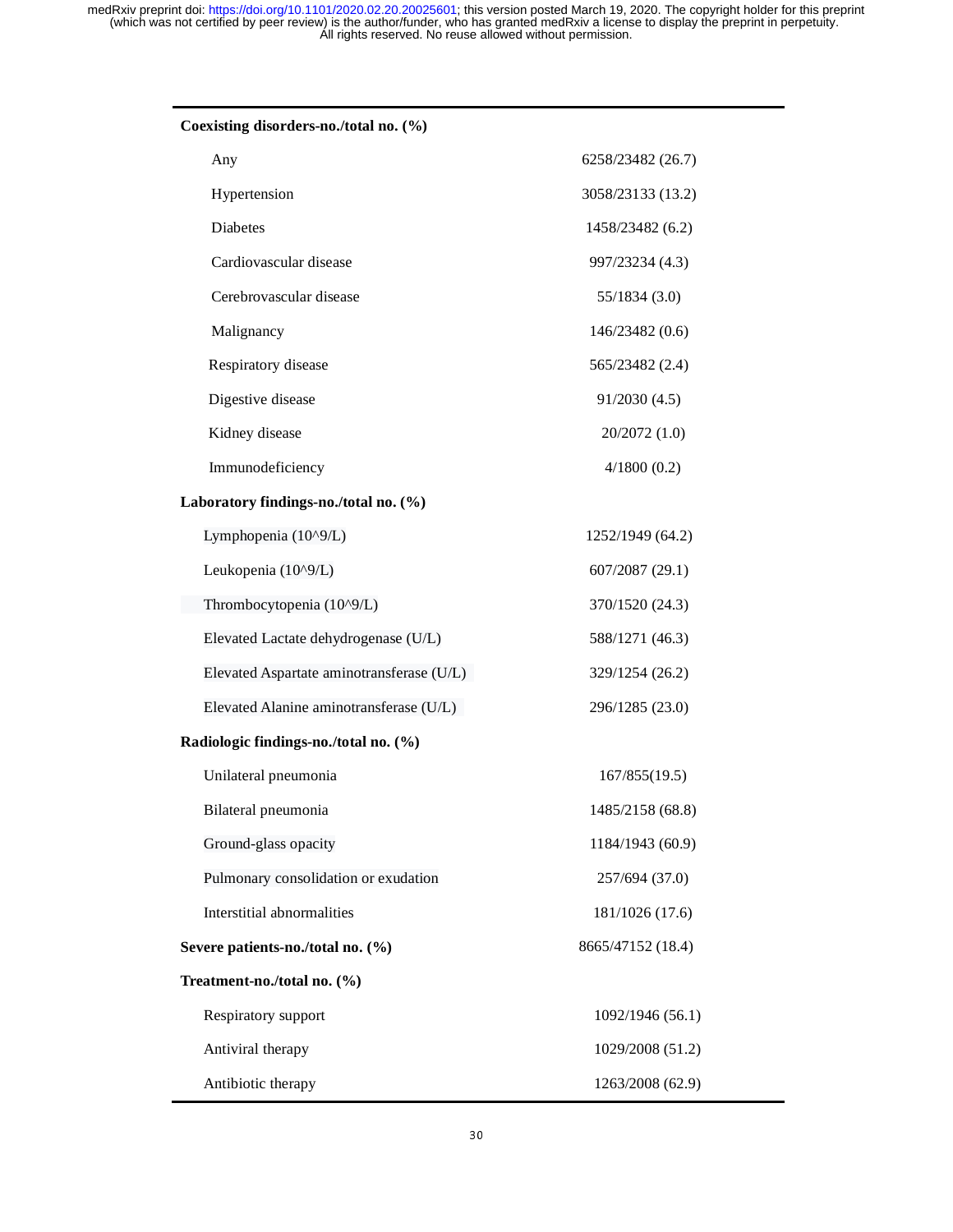| | |
|---|---|
| **Coexisting disorders-no./total no. (%)** | |
| Any | 6258/23482 (26.7) |
| Hypertension | 3058/23133 (13.2) |
| Diabetes | 1458/23482 (6.2) |
| Cardiovascular disease | 997/23234 (4.3) |
| Cerebrovascular disease | 55/1834 (3.0) |
| Malignancy | 146/23482 (0.6) |
| Respiratory disease | 565/23482 (2.4) |
| Digestive disease | 91/2030 (4.5) |
| Kidney disease | 20/2072 (1.0) |
| Immunodeficiency | 4/1800 (0.2) |
| **Laboratory findings-no./total no. (%)** | |
| Lymphopenia (10^9/L) | 1252/1949 (64.2) |
| Leukopenia (10^9/L) | 607/2087 (29.1) |
| Thrombocytopenia (10^9/L) | 370/1520 (24.3) |
| Elevated Lactate dehydrogenase (U/L) | 588/1271 (46.3) |
| Elevated Aspartate aminotransferase (U/L) | 329/1254 (26.2) |
| Elevated Alanine aminotransferase (U/L) | 296/1285 (23.0) |
| **Radiologic findings-no./total no. (%)** | |
| Unilateral pneumonia | 167/855(19.5) |
| Bilateral pneumonia | 1485/2158 (68.8) |
| Ground-glass opacity | 1184/1943 (60.9) |
| Pulmonary consolidation or exudation | 257/694 (37.0) |
| Interstitial abnormalities | 181/1026 (17.6) |
| **Severe patients-no./total no. (%)** | 8665/47152 (18.4) |
| **Treatment-no./total no. (%)** | |
| Respiratory support | 1092/1946 (56.1) |
| Antiviral therapy | 1029/2008 (51.2) |
| Antibiotic therapy | 1263/2008 (62.9) |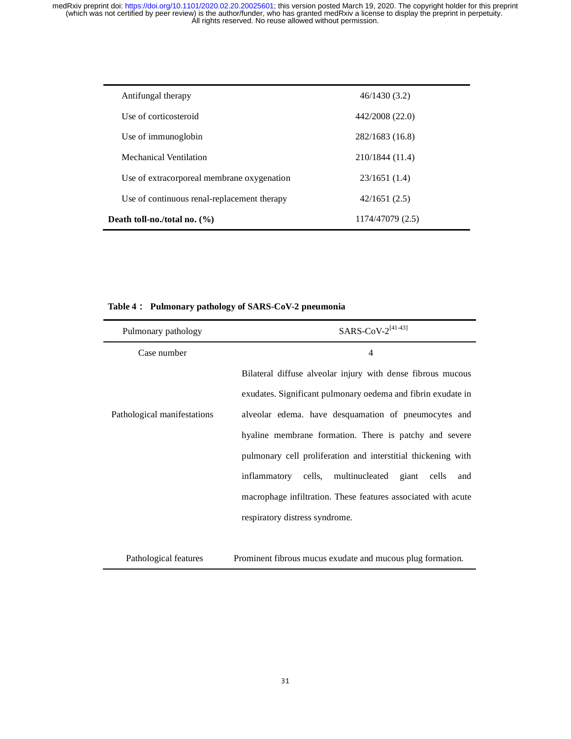| | |
|---|---|
| Antifungal therapy | 46/1430 (3.2) |
| Use of corticosteroid | 442/2008 (22.0) |
| Use of immunoglobin | 282/1683 (16.8) |
| Mechanical Ventilation | 210/1844 (11.4) |
| Use of extracorporeal membrane oxygenation | 23/1651 (1.4) |
| Use of continuous renal-replacement therapy | 42/1651 (2.5) |
| **Death toll-no./total no. (%)** | 1174/47079 (2.5) |

**Table 4： Pulmonary pathology of SARS-CoV-2 pneumonia**

| Pulmonary pathology | SARS-CoV-2[41-43] |
|---|---|
| Case number | 4 |
| Pathological manifestations | Bilateral diffuse alveolar injury with dense fibrous mucous exudates. Significant pulmonary oedema and fibrin exudate in alveolar edema. have desquamation of pneumocytes and hyaline membrane formation. There is patchy and severe pulmonary cell proliferation and interstitial thickening with inflammatory cells, multinucleated giant cells and macrophage infiltration. These features associated with acute respiratory distress syndrome. |
| Pathological features | Prominent fibrous mucus exudate and mucous plug formation. |